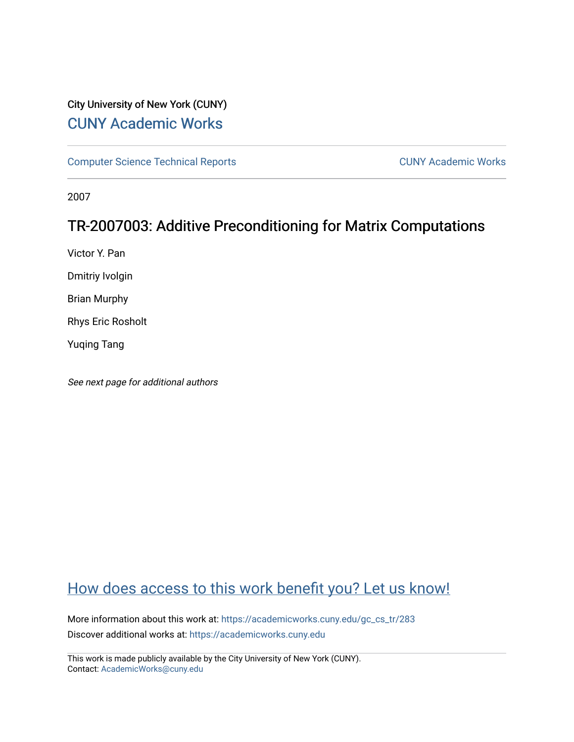City University of New York (CUNY)

# CUNY Academic Works

Computer Science Technical Reports

CUNY Academic Works

2007

## TR-2007003: Additive Preconditioning for Matrix Computations

Victor Y. Pan

Dmitriy Ivolgin

Brian Murphy

Rhys Eric Rosholt

Yuqing Tang

*See next page for additional authors*

How does access to this work benefit you? Let us know!

More information about this work at: https://academicworks.cuny.edu/gc_cs_tr/283

Discover additional works at: https://academicworks.cuny.edu

This work is made publicly available by the City University of New York (CUNY).
Contact: AcademicWorks@cuny.edu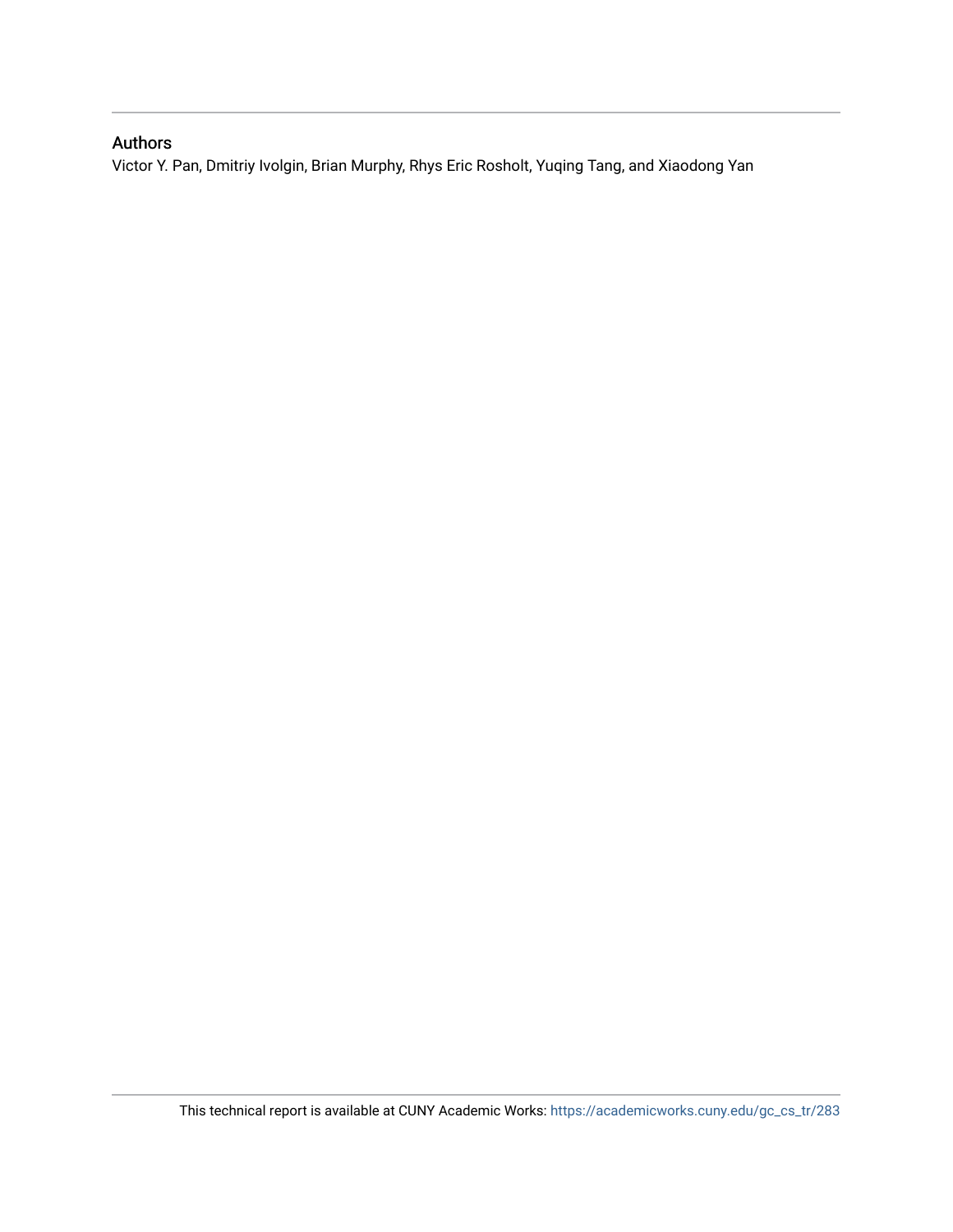### Authors

Victor Y. Pan, Dmitriy Ivolgin, Brian Murphy, Rhys Eric Rosholt, Yuqing Tang, and Xiaodong Yan

This technical report is available at CUNY Academic Works: https://academicworks.cuny.edu/gc_cs_tr/283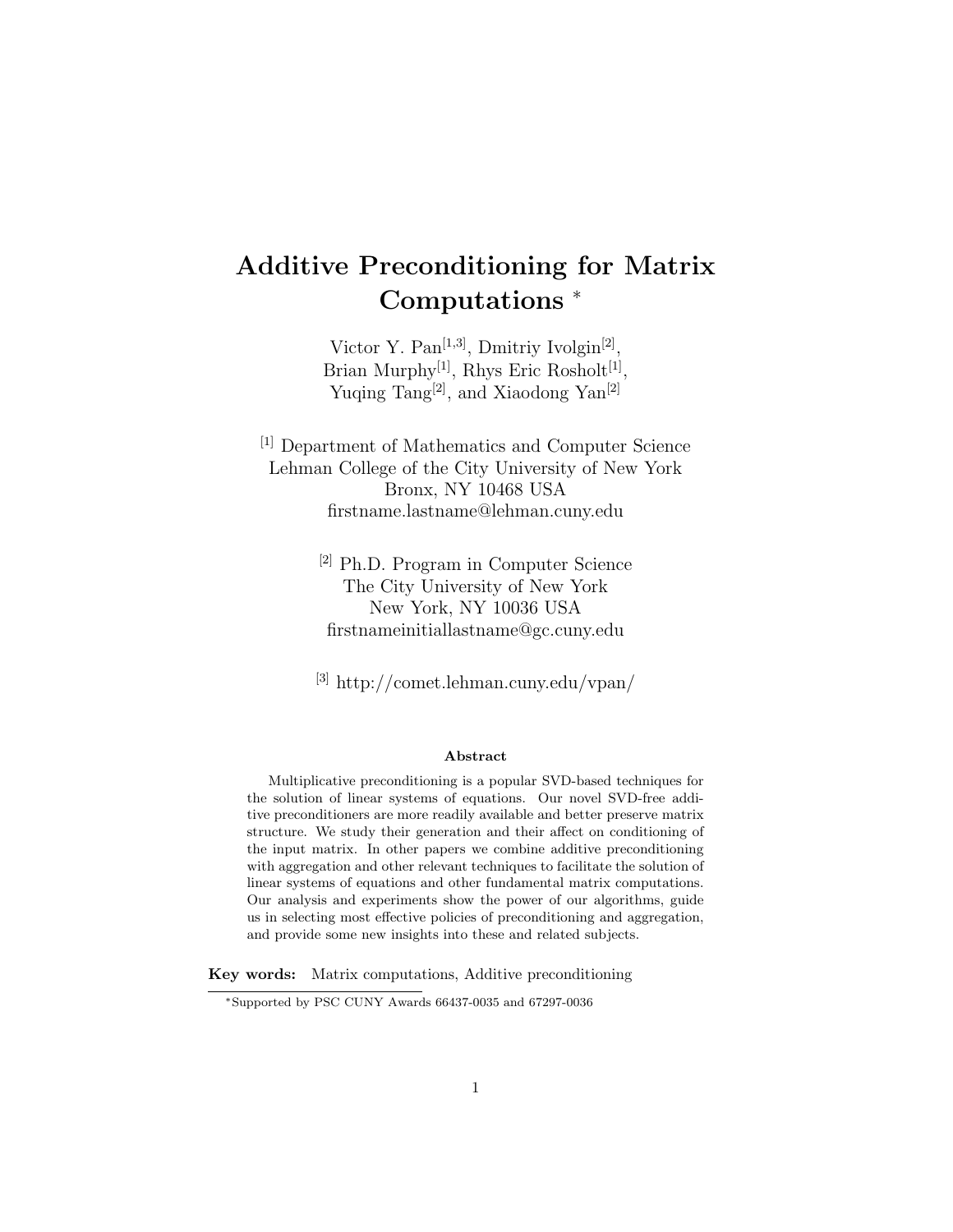# Additive Preconditioning for Matrix Computations *

Victor Y. Pan[1,3], Dmitriy Ivolgin[2],
Brian Murphy[1], Rhys Eric Rosholt[1],
Yuqing Tang[2], and Xiaodong Yan[2]

[1] Department of Mathematics and Computer Science
Lehman College of the City University of New York
Bronx, NY 10468 USA
firstname.lastname@lehman.cuny.edu

[2] Ph.D. Program in Computer Science
The City University of New York
New York, NY 10036 USA
firstnameinitiallastname@gc.cuny.edu

[3] http://comet.lehman.cuny.edu/vpan/

**Abstract**

Multiplicative preconditioning is a popular SVD-based techniques for the solution of linear systems of equations. Our novel SVD-free additive preconditioners are more readily available and better preserve matrix structure. We study their generation and their affect on conditioning of the input matrix. In other papers we combine additive preconditioning with aggregation and other relevant techniques to facilitate the solution of linear systems of equations and other fundamental matrix computations. Our analysis and experiments show the power of our algorithms, guide us in selecting most effective policies of preconditioning and aggregation, and provide some new insights into these and related subjects.

**Key words:** Matrix computations, Additive preconditioning

*Supported by PSC CUNY Awards 66437-0035 and 67297-0036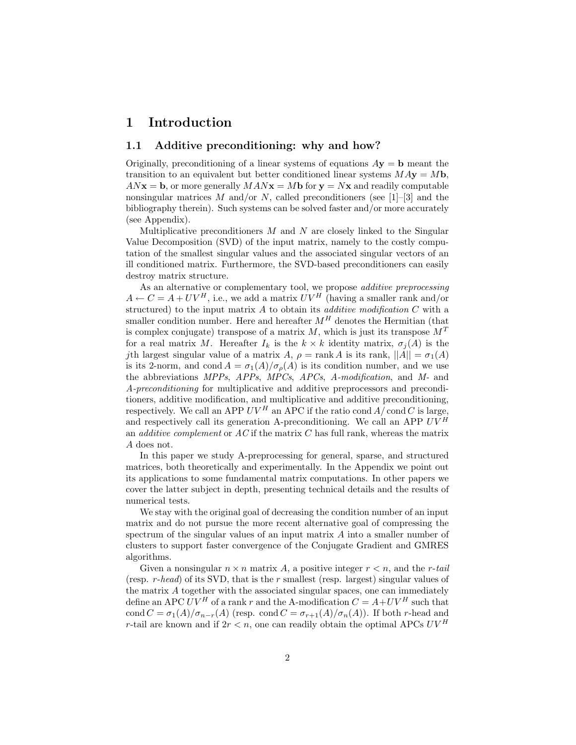# 1 Introduction

## 1.1 Additive preconditioning: why and how?

Originally, preconditioning of a linear systems of equations $A\mathbf{y} = \mathbf{b}$ meant the transition to an equivalent but better conditioned linear systems $MA\mathbf{y} = M\mathbf{b}$, $AN\mathbf{x} = \mathbf{b}$, or more generally $MAN\mathbf{x} = M\mathbf{b}$ for $\mathbf{y} = N\mathbf{x}$ and readily computable nonsingular matrices $M$ and/or $N$, called preconditioners (see [1]–[3] and the bibliography therein). Such systems can be solved faster and/or more accurately (see Appendix).

Multiplicative preconditioners $M$ and $N$ are closely linked to the Singular Value Decomposition (SVD) of the input matrix, namely to the costly computation of the smallest singular values and the associated singular vectors of an ill conditioned matrix. Furthermore, the SVD-based preconditioners can easily destroy matrix structure.

As an alternative or complementary tool, we propose *additive preprocessing* $A \leftarrow C = A + UV^H$, i.e., we add a matrix $UV^H$ (having a smaller rank and/or structured) to the input matrix $A$ to obtain its *additive modification* $C$ with a smaller condition number. Here and hereafter $M^H$ denotes the Hermitian (that is complex conjugate) transpose of a matrix $M$, which is just its transpose $M^T$ for a real matrix $M$. Hereafter $I_k$ is the $k \times k$ identity matrix, $\sigma_j(A)$ is the $j$th largest singular value of a matrix $A$, $\rho = \operatorname{rank} A$ is its rank, $||A|| = \sigma_1(A)$ is its 2-norm, and $\operatorname{cond} A = \sigma_1(A)/\sigma_\rho(A)$ is its condition number, and we use the abbreviations *MPPs*, *APPs*, *MPCs*, *APCs*, *A-modification*, and *M-* and *A-preconditioning* for multiplicative and additive preprocessors and preconditioners, additive modification, and multiplicative and additive preconditioning, respectively. We call an APP $UV^H$ an APC if the ratio $\operatorname{cond} A/\operatorname{cond} C$ is large, and respectively call its generation A-preconditioning. We call an APP $UV^H$ an *additive complement* or *AC* if the matrix $C$ has full rank, whereas the matrix $A$ does not.

In this paper we study A-preprocessing for general, sparse, and structured matrices, both theoretically and experimentally. In the Appendix we point out its applications to some fundamental matrix computations. In other papers we cover the latter subject in depth, presenting technical details and the results of numerical tests.

We stay with the original goal of decreasing the condition number of an input matrix and do not pursue the more recent alternative goal of compressing the spectrum of the singular values of an input matrix $A$ into a smaller number of clusters to support faster convergence of the Conjugate Gradient and GMRES algorithms.

Given a nonsingular $n \times n$ matrix $A$, a positive integer $r < n$, and the *r-tail* (resp. *r-head*) of its SVD, that is the $r$ smallest (resp. largest) singular values of the matrix $A$ together with the associated singular spaces, one can immediately define an APC $UV^H$ of a rank $r$ and the A-modification $C = A+UV^H$ such that $\operatorname{cond} C = \sigma_1(A)/\sigma_{n-r}(A)$ (resp. $\operatorname{cond} C = \sigma_{r+1}(A)/\sigma_n(A)$). If both $r$-head and $r$-tail are known and if $2r < n$, one can readily obtain the optimal APCs $UV^H$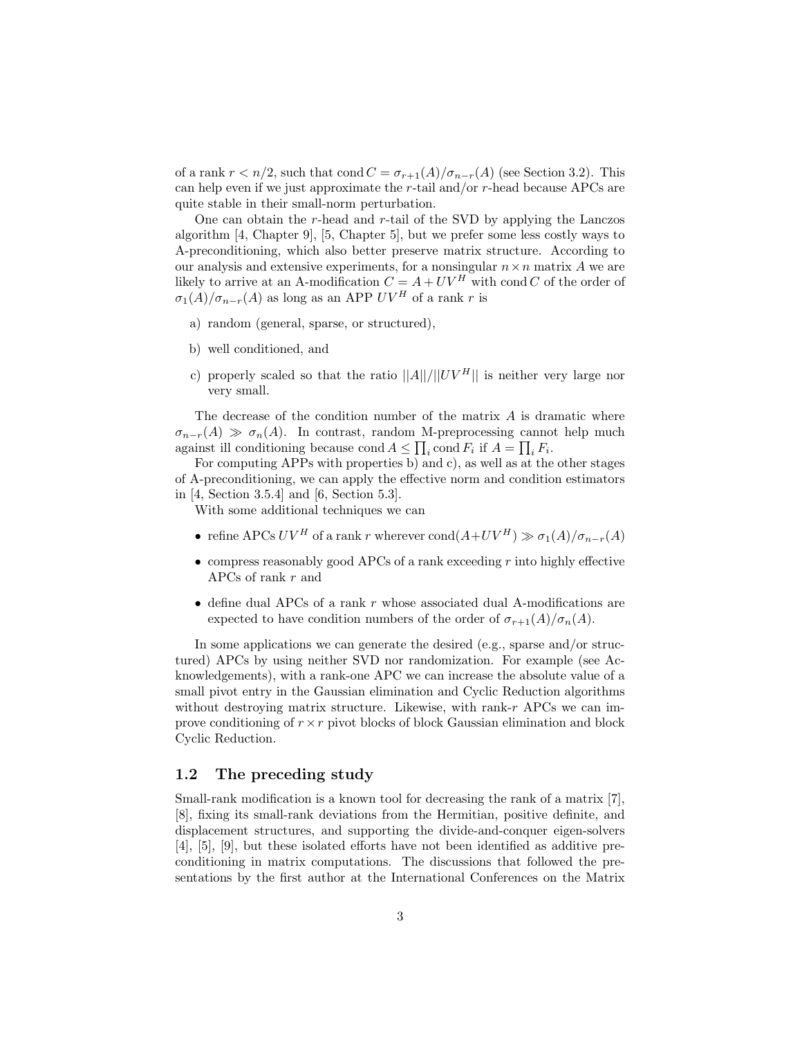of a rank $r < n/2$, such that $\operatorname{cond} C = \sigma_{r+1}(A)/\sigma_{n-r}(A)$ (see Section 3.2). This can help even if we just approximate the $r$-tail and/or $r$-head because APCs are quite stable in their small-norm perturbation.

One can obtain the $r$-head and $r$-tail of the SVD by applying the Lanczos algorithm [4, Chapter 9], [5, Chapter 5], but we prefer some less costly ways to A-preconditioning, which also better preserve matrix structure. According to our analysis and extensive experiments, for a nonsingular $n \times n$ matrix $A$ we are likely to arrive at an A-modification $C = A + UV^H$ with $\operatorname{cond} C$ of the order of $\sigma_1(A)/\sigma_{n-r}(A)$ as long as an APP $UV^H$ of a rank $r$ is

a) random (general, sparse, or structured),

b) well conditioned, and

c) properly scaled so that the ratio $||A||/||UV^H||$ is neither very large nor very small.

The decrease of the condition number of the matrix $A$ is dramatic where $\sigma_{n-r}(A) \gg \sigma_n(A)$. In contrast, random M-preprocessing cannot help much against ill conditioning because $\operatorname{cond} A \leq \prod_i \operatorname{cond} F_i$ if $A = \prod_i F_i$.

For computing APPs with properties b) and c), as well as at the other stages of A-preconditioning, we can apply the effective norm and condition estimators in [4, Section 3.5.4] and [6, Section 5.3].

With some additional techniques we can

- refine APCs $UV^H$ of a rank $r$ wherever $\operatorname{cond}(A+UV^H) \gg \sigma_1(A)/\sigma_{n-r}(A)$
- compress reasonably good APCs of a rank exceeding $r$ into highly effective APCs of rank $r$ and
- define dual APCs of a rank $r$ whose associated dual A-modifications are expected to have condition numbers of the order of $\sigma_{r+1}(A)/\sigma_n(A)$.

In some applications we can generate the desired (e.g., sparse and/or structured) APCs by using neither SVD nor randomization. For example (see Acknowledgements), with a rank-one APC we can increase the absolute value of a small pivot entry in the Gaussian elimination and Cyclic Reduction algorithms without destroying matrix structure. Likewise, with rank-$r$ APCs we can improve conditioning of $r \times r$ pivot blocks of block Gaussian elimination and block Cyclic Reduction.

## 1.2 The preceding study

Small-rank modification is a known tool for decreasing the rank of a matrix [7], [8], fixing its small-rank deviations from the Hermitian, positive definite, and displacement structures, and supporting the divide-and-conquer eigen-solvers [4], [5], [9], but these isolated efforts have not been identified as additive preconditioning in matrix computations. The discussions that followed the presentations by the first author at the International Conferences on the Matrix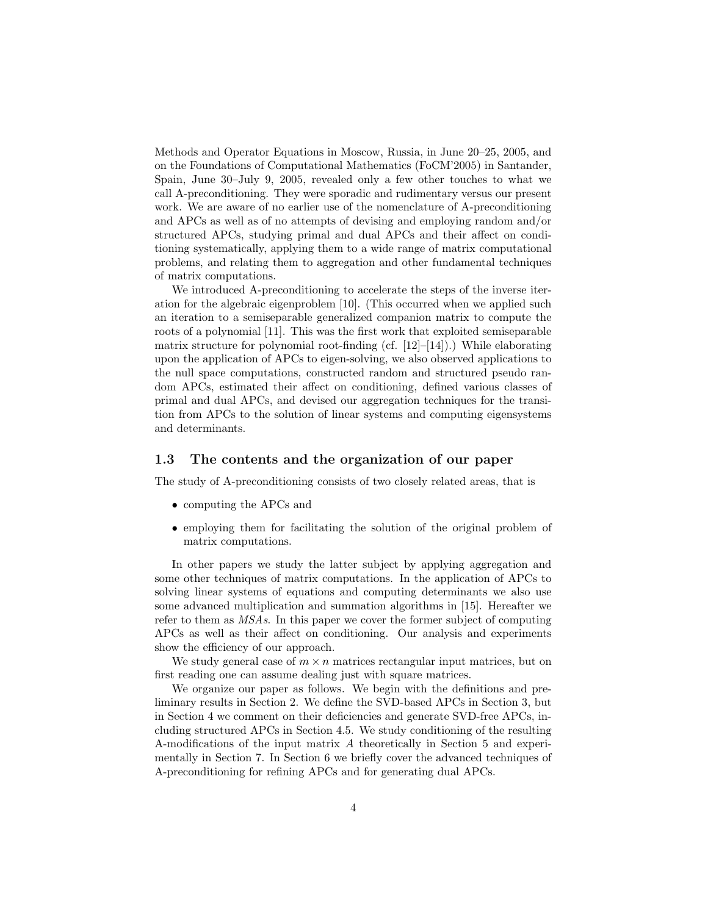Methods and Operator Equations in Moscow, Russia, in June 20–25, 2005, and on the Foundations of Computational Mathematics (FoCM'2005) in Santander, Spain, June 30–July 9, 2005, revealed only a few other touches to what we call A-preconditioning. They were sporadic and rudimentary versus our present work. We are aware of no earlier use of the nomenclature of A-preconditioning and APCs as well as of no attempts of devising and employing random and/or structured APCs, studying primal and dual APCs and their affect on conditioning systematically, applying them to a wide range of matrix computational problems, and relating them to aggregation and other fundamental techniques of matrix computations.

We introduced A-preconditioning to accelerate the steps of the inverse iteration for the algebraic eigenproblem [10]. (This occurred when we applied such an iteration to a semiseparable generalized companion matrix to compute the roots of a polynomial [11]. This was the first work that exploited semiseparable matrix structure for polynomial root-finding (cf. [12]–[14]).) While elaborating upon the application of APCs to eigen-solving, we also observed applications to the null space computations, constructed random and structured pseudo random APCs, estimated their affect on conditioning, defined various classes of primal and dual APCs, and devised our aggregation techniques for the transition from APCs to the solution of linear systems and computing eigensystems and determinants.

### 1.3 The contents and the organization of our paper

The study of A-preconditioning consists of two closely related areas, that is

- computing the APCs and
- employing them for facilitating the solution of the original problem of matrix computations.

In other papers we study the latter subject by applying aggregation and some other techniques of matrix computations. In the application of APCs to solving linear systems of equations and computing determinants we also use some advanced multiplication and summation algorithms in [15]. Hereafter we refer to them as *MSAs*. In this paper we cover the former subject of computing APCs as well as their affect on conditioning. Our analysis and experiments show the efficiency of our approach.

We study general case of $m \times n$ matrices rectangular input matrices, but on first reading one can assume dealing just with square matrices.

We organize our paper as follows. We begin with the definitions and preliminary results in Section 2. We define the SVD-based APCs in Section 3, but in Section 4 we comment on their deficiencies and generate SVD-free APCs, including structured APCs in Section 4.5. We study conditioning of the resulting A-modifications of the input matrix $A$ theoretically in Section 5 and experimentally in Section 7. In Section 6 we briefly cover the advanced techniques of A-preconditioning for refining APCs and for generating dual APCs.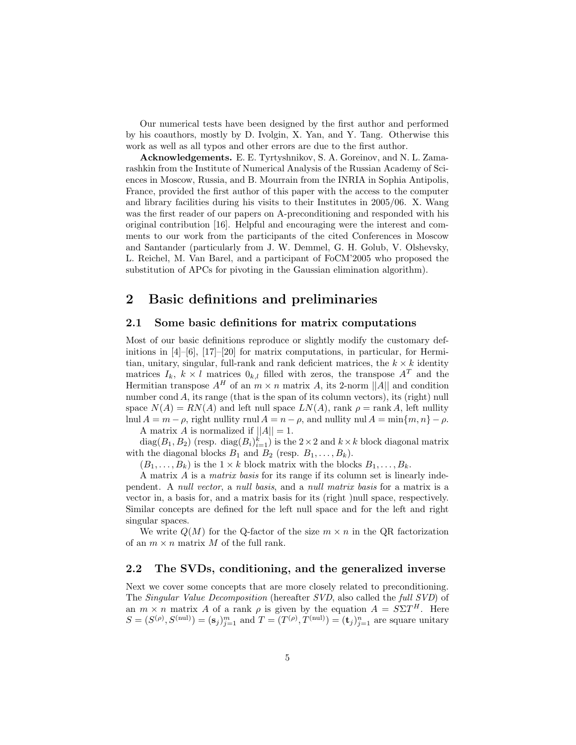Our numerical tests have been designed by the first author and performed by his coauthors, mostly by D. Ivolgin, X. Yan, and Y. Tang. Otherwise this work as well as all typos and other errors are due to the first author.

**Acknowledgements.** E. E. Tyrtyshnikov, S. A. Goreinov, and N. L. Zamarashkin from the Institute of Numerical Analysis of the Russian Academy of Sciences in Moscow, Russia, and B. Mourrain from the INRIA in Sophia Antipolis, France, provided the first author of this paper with the access to the computer and library facilities during his visits to their Institutes in 2005/06. X. Wang was the first reader of our papers on A-preconditioning and responded with his original contribution [16]. Helpful and encouraging were the interest and comments to our work from the participants of the cited Conferences in Moscow and Santander (particularly from J. W. Demmel, G. H. Golub, V. Olshevsky, L. Reichel, M. Van Barel, and a participant of FoCM'2005 who proposed the substitution of APCs for pivoting in the Gaussian elimination algorithm).

## 2 Basic definitions and preliminaries

### 2.1 Some basic definitions for matrix computations

Most of our basic definitions reproduce or slightly modify the customary definitions in [4]–[6], [17]–[20] for matrix computations, in particular, for Hermitian, unitary, singular, full-rank and rank deficient matrices, the $k \times k$ identity matrices $I_k$, $k \times l$ matrices $0_{k,l}$ filled with zeros, the transpose $A^T$ and the Hermitian transpose $A^H$ of an $m \times n$ matrix $A$, its 2-norm $||A||$ and condition number $\operatorname{cond} A$, its range (that is the span of its column vectors), its (right) null space $N(A) = RN(A)$ and left null space $LN(A)$, rank $\rho = \operatorname{rank} A$, left nullity $\operatorname{lnul} A = m - \rho$, right nullity $\operatorname{rnul} A = n - \rho$, and nullity $\operatorname{nul} A = \min\{m, n\} - \rho$.

A matrix $A$ is normalized if $||A|| = 1$.

$\operatorname{diag}(B_1, B_2)$ (resp. $\operatorname{diag}(B_i)_{i=1}^k$) is the $2 \times 2$ and $k \times k$ block diagonal matrix with the diagonal blocks $B_1$ and $B_2$ (resp. $B_1, \ldots, B_k$).

$(B_1, \ldots, B_k)$ is the $1 \times k$ block matrix with the blocks $B_1, \ldots, B_k$.

A matrix $A$ is a *matrix basis* for its range if its column set is linearly independent. A *null vector*, a *null basis*, and a *null matrix basis* for a matrix is a vector in, a basis for, and a matrix basis for its (right )null space, respectively. Similar concepts are defined for the left null space and for the left and right singular spaces.

We write $Q(M)$ for the Q-factor of the size $m \times n$ in the QR factorization of an $m \times n$ matrix $M$ of the full rank.

### 2.2 The SVDs, conditioning, and the generalized inverse

Next we cover some concepts that are more closely related to preconditioning. The *Singular Value Decomposition* (hereafter *SVD*, also called the *full SVD*) of an $m \times n$ matrix $A$ of a rank $\rho$ is given by the equation $A = S\Sigma T^H$. Here $S = (S^{(\rho)}, S^{(\mathrm{nul})}) = (\mathbf{s}_j)_{j=1}^m$ and $T = (T^{(\rho)}, T^{(\mathrm{nul})}) = (\mathbf{t}_j)_{j=1}^n$ are square unitary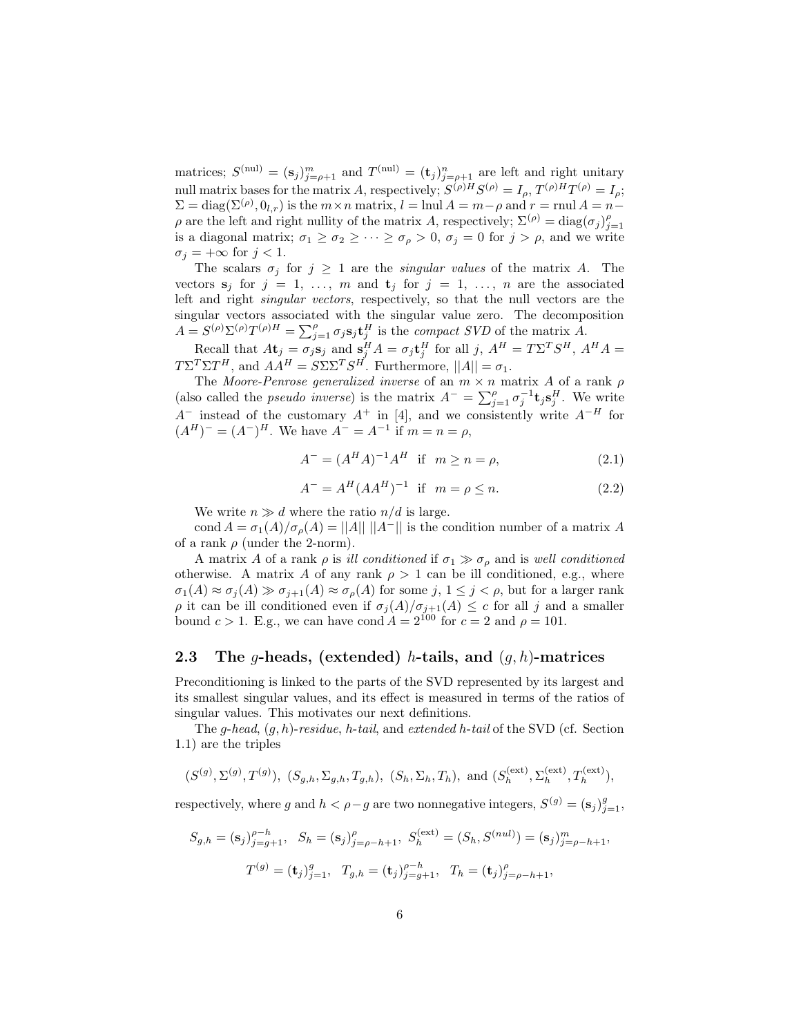matrices; $S^{(\rm nul)} = (\mathbf{s}_j)_{j=\rho+1}^m$ and $T^{(\rm nul)} = (\mathbf{t}_j)_{j=\rho+1}^n$ are left and right unitary null matrix bases for the matrix $A$, respectively; $S^{(\rho)H}S^{(\rho)} = I_\rho$, $T^{(\rho)H}T^{(\rho)} = I_\rho$; $\Sigma = \operatorname{diag}(\Sigma^{(\rho)}, 0_{l,r})$ is the $m \times n$ matrix, $l = \operatorname{lnul} A = m - \rho$ and $r = \operatorname{rnul} A = n - \rho$ are the left and right nullity of the matrix $A$, respectively; $\Sigma^{(\rho)} = \operatorname{diag}(\sigma_j)_{j=1}^\rho$ is a diagonal matrix; $\sigma_1 \geq \sigma_2 \geq \cdots \geq \sigma_\rho > 0$, $\sigma_j = 0$ for $j > \rho$, and we write $\sigma_j = +\infty$ for $j < 1$.

The scalars $\sigma_j$ for $j \geq 1$ are the *singular values* of the matrix $A$. The vectors $\mathbf{s}_j$ for $j = 1, \ldots, m$ and $\mathbf{t}_j$ for $j = 1, \ldots, n$ are the associated left and right *singular vectors*, respectively, so that the null vectors are the singular vectors associated with the singular value zero. The decomposition $A = S^{(\rho)}\Sigma^{(\rho)}T^{(\rho)H} = \sum_{j=1}^\rho \sigma_j \mathbf{s}_j \mathbf{t}_j^H$ is the *compact SVD* of the matrix $A$.

Recall that $A\mathbf{t}_j = \sigma_j \mathbf{s}_j$ and $\mathbf{s}_j^H A = \sigma_j \mathbf{t}_j^H$ for all $j$, $A^H = T\Sigma^T S^H$, $A^H A = T\Sigma^T \Sigma T^H$, and $AA^H = S\Sigma\Sigma^T S^H$. Furthermore, $||A|| = \sigma_1$.

The *Moore-Penrose generalized inverse* of an $m \times n$ matrix $A$ of a rank $\rho$ (also called the *pseudo inverse*) is the matrix $A^- = \sum_{j=1}^\rho \sigma_j^{-1}\mathbf{t}_j\mathbf{s}_j^H$. We write $A^-$ instead of the customary $A^+$ in [4], and we consistently write $A^{-H}$ for $(A^H)^- = (A^-)^H$. We have $A^- = A^{-1}$ if $m = n = \rho$,

$$A^- = (A^H A)^{-1}A^H \quad \text{if} \quad m \geq n = \rho, \tag{2.1}$$

$$A^- = A^H(AA^H)^{-1} \quad \text{if} \quad m = \rho \leq n. \tag{2.2}$$

We write $n \gg d$ where the ratio $n/d$ is large.

$\operatorname{cond} A = \sigma_1(A)/\sigma_\rho(A) = ||A||\ ||A^-||$ is the condition number of a matrix $A$ of a rank $\rho$ (under the 2-norm).

A matrix $A$ of a rank $\rho$ is *ill conditioned* if $\sigma_1 \gg \sigma_\rho$ and is *well conditioned* otherwise. A matrix $A$ of any rank $\rho > 1$ can be ill conditioned, e.g., where $\sigma_1(A) \approx \sigma_j(A) \gg \sigma_{j+1}(A) \approx \sigma_\rho(A)$ for some $j$, $1 \leq j < \rho$, but for a larger rank $\rho$ it can be ill conditioned even if $\sigma_j(A)/\sigma_{j+1}(A) \leq c$ for all $j$ and a smaller bound $c > 1$. E.g., we can have $\operatorname{cond} A = 2^{100}$ for $c = 2$ and $\rho = 101$.

### 2.3 The $g$-heads, (extended) $h$-tails, and $(g, h)$-matrices

Preconditioning is linked to the parts of the SVD represented by its largest and its smallest singular values, and its effect is measured in terms of the ratios of singular values. This motivates our next definitions.

The *g-head*, *(g, h)-residue*, *h-tail*, and *extended h-tail* of the SVD (cf. Section 1.1) are the triples

$$(S^{(g)}, \Sigma^{(g)}, T^{(g)}),\ (S_{g,h}, \Sigma_{g,h}, T_{g,h}),\ (S_h, \Sigma_h, T_h),\ \text{and}\ (S_h^{(\rm ext)}, \Sigma_h^{(\rm ext)}, T_h^{(\rm ext)}),$$

respectively, where $g$ and $h < \rho - g$ are two nonnegative integers, $S^{(g)} = (\mathbf{s}_j)_{j=1}^g$,

$$S_{g,h} = (\mathbf{s}_j)_{j=g+1}^{\rho-h},\quad S_h = (\mathbf{s}_j)_{j=\rho-h+1}^{\rho},\ S_h^{(\rm ext)} = (S_h, S^{(nul)}) = (\mathbf{s}_j)_{j=\rho-h+1}^{m},$$

$$T^{(g)} = (\mathbf{t}_j)_{j=1}^g,\quad T_{g,h} = (\mathbf{t}_j)_{j=g+1}^{\rho-h},\quad T_h = (\mathbf{t}_j)_{j=\rho-h+1}^{\rho},$$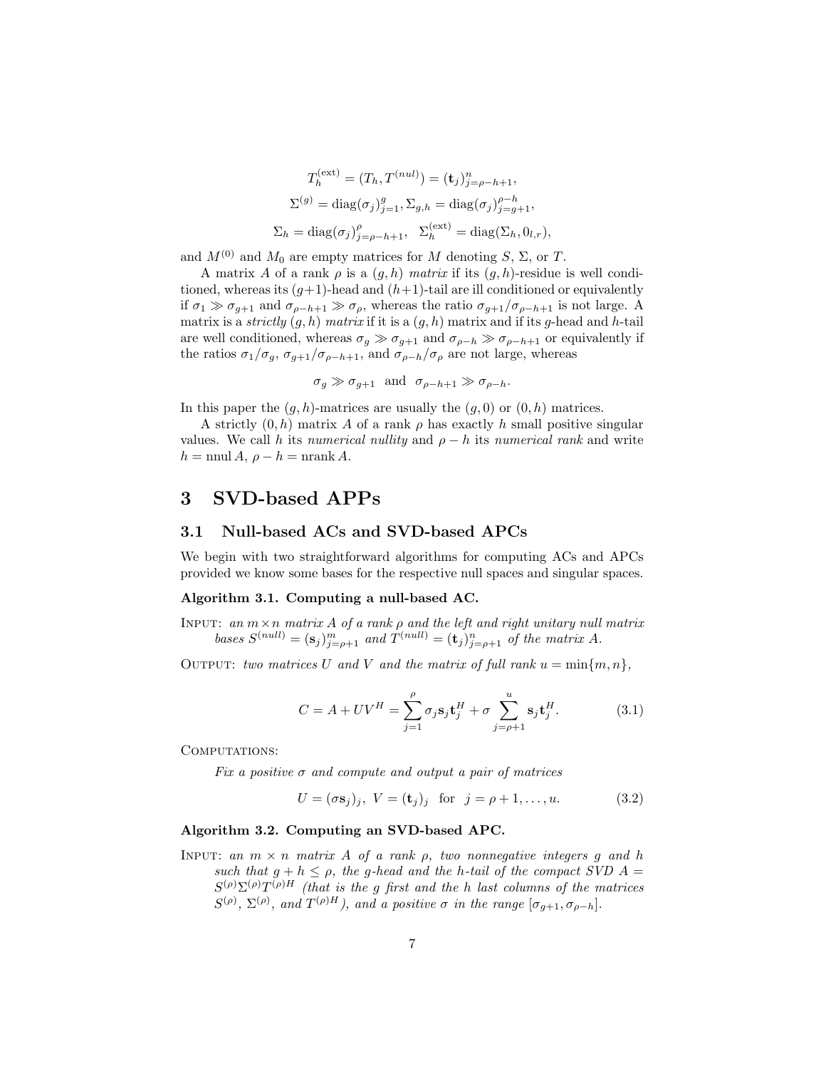$$T_h^{(\mathrm{ext})} = (T_h, T^{(nul)}) = (\mathbf{t}_j)_{j=\rho-h+1}^{n},$$

$$\Sigma^{(g)} = \mathrm{diag}(\sigma_j)_{j=1}^{g}, \Sigma_{g,h} = \mathrm{diag}(\sigma_j)_{j=g+1}^{\rho-h},$$

$$\Sigma_h = \mathrm{diag}(\sigma_j)_{j=\rho-h+1}^{\rho}, \quad \Sigma_h^{(\mathrm{ext})} = \mathrm{diag}(\Sigma_h, 0_{l,r}),$$

and $M^{(0)}$ and $M_0$ are empty matrices for $M$ denoting $S$, $\Sigma$, or $T$.

A matrix $A$ of a rank $\rho$ is a $(g,h)$ *matrix* if its $(g,h)$-residue is well conditioned, whereas its $(g+1)$-head and $(h+1)$-tail are ill conditioned or equivalently if $\sigma_1 \gg \sigma_{g+1}$ and $\sigma_{\rho-h+1} \gg \sigma_\rho$, whereas the ratio $\sigma_{g+1}/\sigma_{\rho-h+1}$ is not large. A matrix is a *strictly* $(g,h)$ *matrix* if it is a $(g,h)$ matrix and if its $g$-head and $h$-tail are well conditioned, whereas $\sigma_g \gg \sigma_{g+1}$ and $\sigma_{\rho-h} \gg \sigma_{\rho-h+1}$ or equivalently if the ratios $\sigma_1/\sigma_g$, $\sigma_{g+1}/\sigma_{\rho-h+1}$, and $\sigma_{\rho-h}/\sigma_\rho$ are not large, whereas

$$\sigma_g \gg \sigma_{g+1} \quad \text{and} \quad \sigma_{\rho-h+1} \gg \sigma_{\rho-h}.$$

In this paper the $(g,h)$-matrices are usually the $(g,0)$ or $(0,h)$ matrices.

A strictly $(0,h)$ matrix $A$ of a rank $\rho$ has exactly $h$ small positive singular values. We call $h$ its *numerical nullity* and $\rho - h$ its *numerical rank* and write $h = \mathrm{nnul}\, A$, $\rho - h = \mathrm{nrank}\, A$.

# 3 SVD-based APPs

## 3.1 Null-based ACs and SVD-based APCs

We begin with two straightforward algorithms for computing ACs and APCs provided we know some bases for the respective null spaces and singular spaces.

**Algorithm 3.1. Computing a null-based AC.**

INPUT: *an $m \times n$ matrix $A$ of a rank $\rho$ and the left and right unitary null matrix bases $S^{(null)} = (\mathbf{s}_j)_{j=\rho+1}^{m}$ and $T^{(null)} = (\mathbf{t}_j)_{j=\rho+1}^{n}$ of the matrix $A$.*

OUTPUT: *two matrices $U$ and $V$ and the matrix of full rank $u = \min\{m,n\}$,*

$$C = A + UV^H = \sum_{j=1}^{\rho} \sigma_j \mathbf{s}_j \mathbf{t}_j^H + \sigma \sum_{j=\rho+1}^{u} \mathbf{s}_j \mathbf{t}_j^H. \tag{3.1}$$

COMPUTATIONS:

*Fix a positive $\sigma$ and compute and output a pair of matrices*

$$U = (\sigma \mathbf{s}_j)_j, \; V = (\mathbf{t}_j)_j \quad \text{for} \quad j = \rho+1, \ldots, u. \tag{3.2}$$

**Algorithm 3.2. Computing an SVD-based APC.**

INPUT: *an $m \times n$ matrix $A$ of a rank $\rho$, two nonnegative integers $g$ and $h$ such that $g + h \leq \rho$, the $g$-head and the $h$-tail of the compact SVD $A = S^{(\rho)}\Sigma^{(\rho)}T^{(\rho)H}$ (that is the $g$ first and the $h$ last columns of the matrices $S^{(\rho)}$, $\Sigma^{(\rho)}$, and $T^{(\rho)H}$), and a positive $\sigma$ in the range $[\sigma_{g+1}, \sigma_{\rho-h}]$.*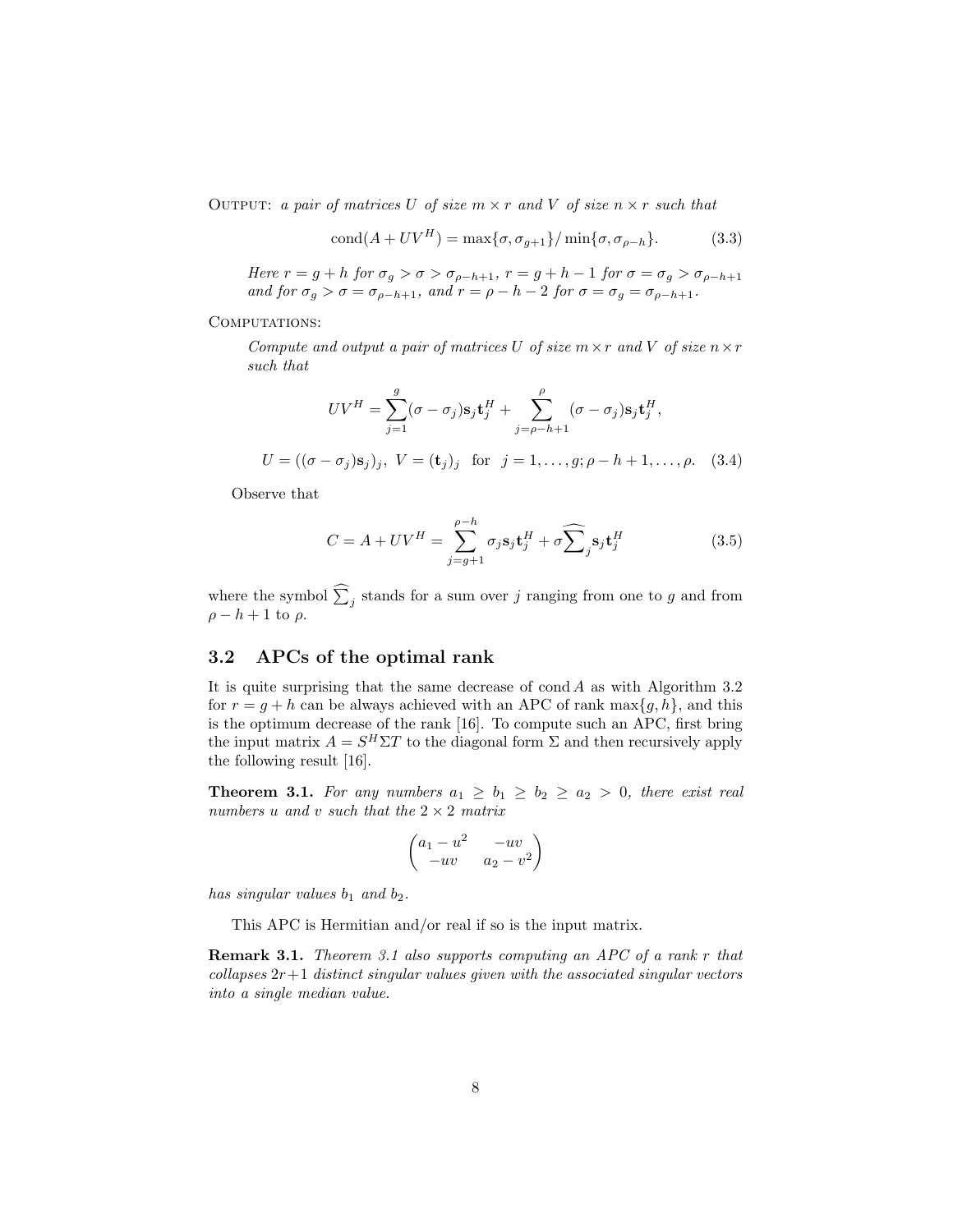OUTPUT: *a pair of matrices $U$ of size $m \times r$ and $V$ of size $n \times r$ such that*

$$\mathrm{cond}(A + UV^H) = \max\{\sigma, \sigma_{g+1}\}/\min\{\sigma, \sigma_{\rho-h}\}. \tag{3.3}$$

*Here $r = g + h$ for $\sigma_g > \sigma > \sigma_{\rho-h+1}$, $r = g + h - 1$ for $\sigma = \sigma_g > \sigma_{\rho-h+1}$ and for $\sigma_g > \sigma = \sigma_{\rho-h+1}$, and $r = \rho - h - 2$ for $\sigma = \sigma_g = \sigma_{\rho-h+1}$.*

COMPUTATIONS:

*Compute and output a pair of matrices $U$ of size $m \times r$ and $V$ of size $n \times r$ such that*

$$UV^H = \sum_{j=1}^{g} (\sigma - \sigma_j)\mathbf{s}_j \mathbf{t}_j^H + \sum_{j=\rho-h+1}^{\rho} (\sigma - \sigma_j)\mathbf{s}_j \mathbf{t}_j^H,$$

$$U = ((\sigma - \sigma_j)\mathbf{s}_j)_j, \ V = (\mathbf{t}_j)_j \quad \text{for} \quad j = 1, \ldots, g; \rho - h + 1, \ldots, \rho. \tag{3.4}$$

Observe that

$$C = A + UV^H = \sum_{j=g+1}^{\rho-h} \sigma_j \mathbf{s}_j \mathbf{t}_j^H + \sigma \widehat{\sum}_j \mathbf{s}_j \mathbf{t}_j^H \tag{3.5}$$

where the symbol $\widehat{\sum}_j$ stands for a sum over $j$ ranging from one to $g$ and from $\rho - h + 1$ to $\rho$.

## 3.2 APCs of the optimal rank

It is quite surprising that the same decrease of $\mathrm{cond}\, A$ as with Algorithm 3.2 for $r = g + h$ can be always achieved with an APC of rank $\max\{g, h\}$, and this is the optimum decrease of the rank [16]. To compute such an APC, first bring the input matrix $A = S^H \Sigma T$ to the diagonal form $\Sigma$ and then recursively apply the following result [16].

**Theorem 3.1.** *For any numbers $a_1 \geq b_1 \geq b_2 \geq a_2 > 0$, there exist real numbers $u$ and $v$ such that the $2 \times 2$ matrix*

$$\begin{pmatrix} a_1 - u^2 & -uv \\ -uv & a_2 - v^2 \end{pmatrix}$$

*has singular values $b_1$ and $b_2$.*

This APC is Hermitian and/or real if so is the input matrix.

**Remark 3.1.** *Theorem 3.1 also supports computing an APC of a rank $r$ that collapses $2r+1$ distinct singular values given with the associated singular vectors into a single median value.*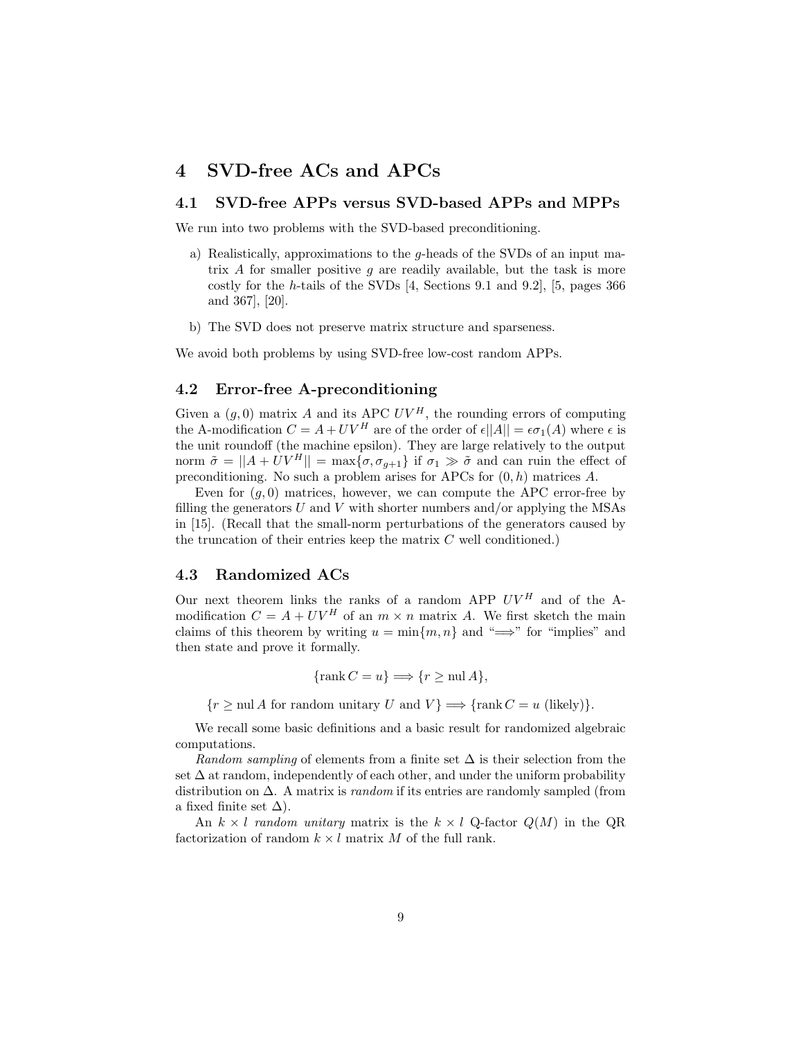## 4 SVD-free ACs and APCs

### 4.1 SVD-free APPs versus SVD-based APPs and MPPs

We run into two problems with the SVD-based preconditioning.

a) Realistically, approximations to the $g$-heads of the SVDs of an input matrix $A$ for smaller positive $g$ are readily available, but the task is more costly for the $h$-tails of the SVDs [4, Sections 9.1 and 9.2], [5, pages 366 and 367], [20].

b) The SVD does not preserve matrix structure and sparseness.

We avoid both problems by using SVD-free low-cost random APPs.

### 4.2 Error-free A-preconditioning

Given a $(g, 0)$ matrix $A$ and its APC $UV^H$, the rounding errors of computing the A-modification $C = A + UV^H$ are of the order of $\epsilon||A|| = \epsilon\sigma_1(A)$ where $\epsilon$ is the unit roundoff (the machine epsilon). They are large relatively to the output norm $\tilde{\sigma} = ||A + UV^H|| = \max\{\sigma, \sigma_{g+1}\}$ if $\sigma_1 \gg \tilde{\sigma}$ and can ruin the effect of preconditioning. No such a problem arises for APCs for $(0, h)$ matrices $A$.

Even for $(g, 0)$ matrices, however, we can compute the APC error-free by filling the generators $U$ and $V$ with shorter numbers and/or applying the MSAs in [15]. (Recall that the small-norm perturbations of the generators caused by the truncation of their entries keep the matrix $C$ well conditioned.)

### 4.3 Randomized ACs

Our next theorem links the ranks of a random APP $UV^H$ and of the A-modification $C = A + UV^H$ of an $m \times n$ matrix $A$. We first sketch the main claims of this theorem by writing $u = \min\{m, n\}$ and "$\Longrightarrow$" for "implies" and then state and prove it formally.

$$\{\text{rank}\, C = u\} \Longrightarrow \{r \geq \text{nul}\, A\},$$

$$\{r \geq \text{nul}\, A \text{ for random unitary } U \text{ and } V\} \Longrightarrow \{\text{rank}\, C = u \text{ (likely)}\}.$$

We recall some basic definitions and a basic result for randomized algebraic computations.

*Random sampling* of elements from a finite set $\Delta$ is their selection from the set $\Delta$ at random, independently of each other, and under the uniform probability distribution on $\Delta$. A matrix is *random* if its entries are randomly sampled (from a fixed finite set $\Delta$).

An $k \times l$ *random unitary* matrix is the $k \times l$ Q-factor $Q(M)$ in the QR factorization of random $k \times l$ matrix $M$ of the full rank.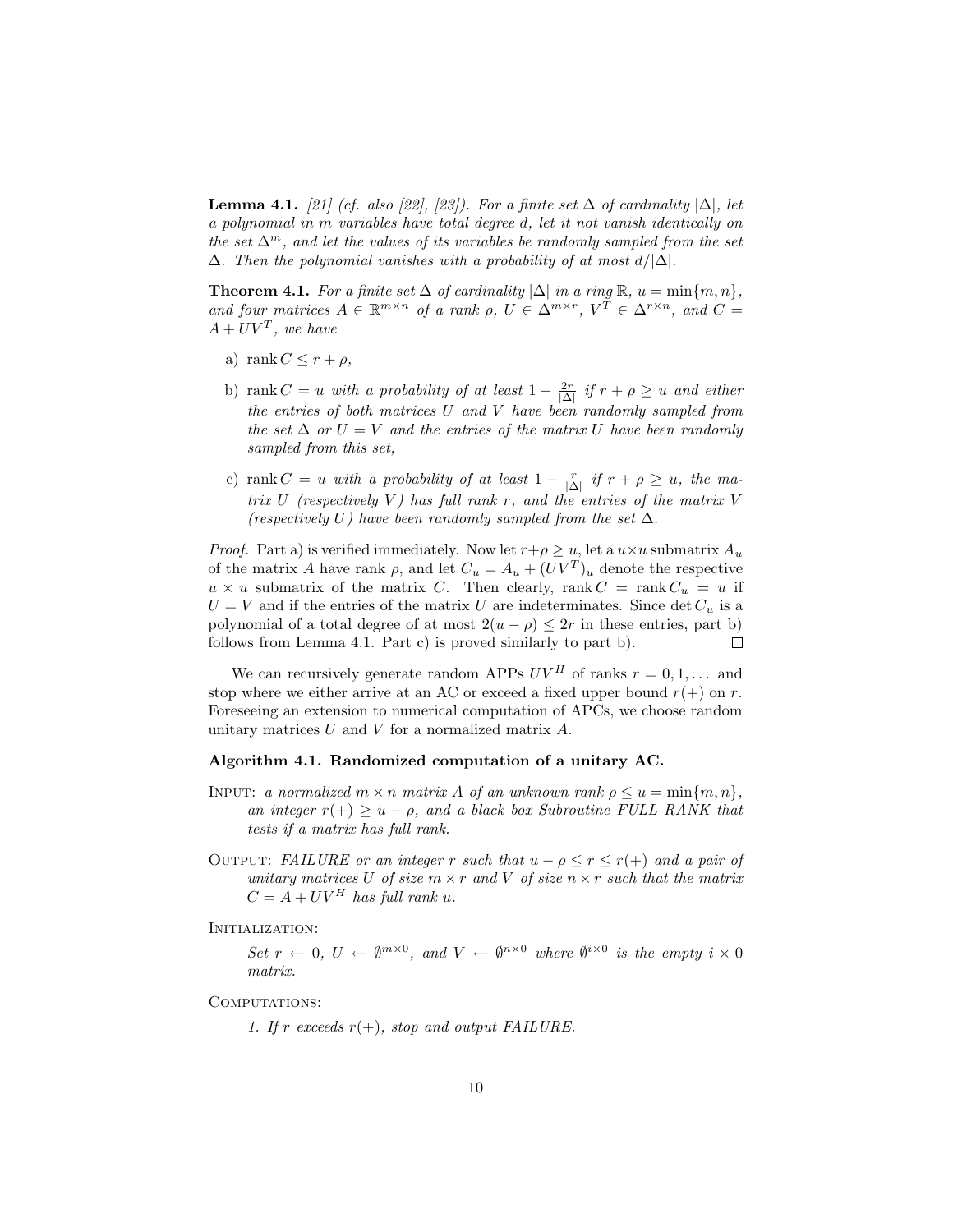**Lemma 4.1.** *[21] (cf. also [22], [23]). For a finite set $\Delta$ of cardinality $|\Delta|$, let a polynomial in $m$ variables have total degree $d$, let it not vanish identically on the set $\Delta^m$, and let the values of its variables be randomly sampled from the set $\Delta$. Then the polynomial vanishes with a probability of at most $d/|\Delta|$.*

**Theorem 4.1.** *For a finite set $\Delta$ of cardinality $|\Delta|$ in a ring $\mathbb{R}$, $u = \min\{m, n\}$, and four matrices $A \in \mathbb{R}^{m\times n}$ of a rank $\rho$, $U \in \Delta^{m\times r}$, $V^T \in \Delta^{r\times n}$, and $C = A + UV^T$, we have*

- a) $\operatorname{rank} C \leq r + \rho$,
- b) $\operatorname{rank} C = u$ *with a probability of at least $1 - \frac{2r}{|\Delta|}$ if $r + \rho \geq u$ and either the entries of both matrices $U$ and $V$ have been randomly sampled from the set $\Delta$ or $U = V$ and the entries of the matrix $U$ have been randomly sampled from this set,*
- c) $\operatorname{rank} C = u$ *with a probability of at least $1 - \frac{r}{|\Delta|}$ if $r + \rho \geq u$, the matrix $U$ (respectively $V$) has full rank $r$, and the entries of the matrix $V$ (respectively $U$) have been randomly sampled from the set $\Delta$.*

*Proof.* Part a) is verified immediately. Now let $r+\rho \geq u$, let a $u\times u$ submatrix $A_u$ of the matrix $A$ have rank $\rho$, and let $C_u = A_u + (UV^T)_u$ denote the respective $u \times u$ submatrix of the matrix $C$. Then clearly, $\operatorname{rank} C = \operatorname{rank} C_u = u$ if $U = V$ and if the entries of the matrix $U$ are indeterminates. Since $\det C_u$ is a polynomial of a total degree of at most $2(u - \rho) \leq 2r$ in these entries, part b) follows from Lemma 4.1. Part c) is proved similarly to part b). $\square$

We can recursively generate random APPs $UV^H$ of ranks $r = 0, 1, \ldots$ and stop where we either arrive at an AC or exceed a fixed upper bound $r(+)$ on $r$. Foreseeing an extension to numerical computation of APCs, we choose random unitary matrices $U$ and $V$ for a normalized matrix $A$.

**Algorithm 4.1. Randomized computation of a unitary AC.**

INPUT: *a normalized $m \times n$ matrix $A$ of an unknown rank $\rho \leq u = \min\{m, n\}$, an integer $r(+) \geq u - \rho$, and a black box Subroutine FULL RANK that tests if a matrix has full rank.*

OUTPUT: *FAILURE or an integer $r$ such that $u - \rho \leq r \leq r(+)$ and a pair of unitary matrices $U$ of size $m \times r$ and $V$ of size $n \times r$ such that the matrix $C = A + UV^H$ has full rank $u$.*

INITIALIZATION:

*Set $r \leftarrow 0$, $U \leftarrow \emptyset^{m\times 0}$, and $V \leftarrow \emptyset^{n\times 0}$ where $\emptyset^{i\times 0}$ is the empty $i \times 0$ matrix.*

COMPUTATIONS:

*1. If $r$ exceeds $r(+)$, stop and output FAILURE.*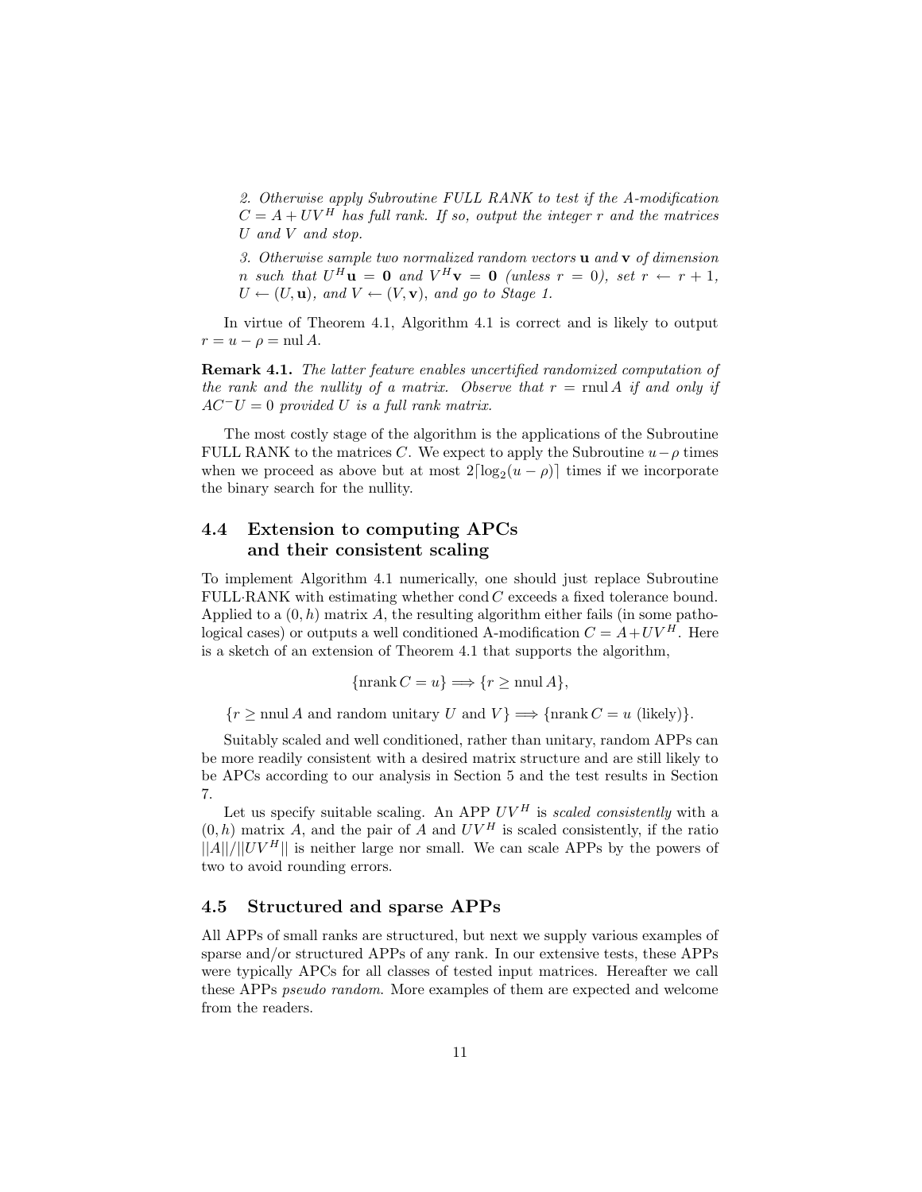*2. Otherwise apply Subroutine FULL RANK to test if the A-modification $C = A + UV^H$ has full rank. If so, output the integer $r$ and the matrices $U$ and $V$ and stop.*

*3. Otherwise sample two normalized random vectors $\mathbf{u}$ and $\mathbf{v}$ of dimension $n$ such that $U^H\mathbf{u} = \mathbf{0}$ and $V^H\mathbf{v} = \mathbf{0}$ (unless $r = 0$), set $r \leftarrow r + 1$, $U \leftarrow (U, \mathbf{u})$, and $V \leftarrow (V, \mathbf{v})$, and go to Stage 1.*

In virtue of Theorem 4.1, Algorithm 4.1 is correct and is likely to output $r = u - \rho = \operatorname{nul} A$.

**Remark 4.1.** *The latter feature enables uncertified randomized computation of the rank and the nullity of a matrix. Observe that $r = \operatorname{rnul} A$ if and only if $AC^{-}U = 0$ provided $U$ is a full rank matrix.*

The most costly stage of the algorithm is the applications of the Subroutine FULL RANK to the matrices $C$. We expect to apply the Subroutine $u-\rho$ times when we proceed as above but at most $2\lceil \log_2(u-\rho)\rceil$ times if we incorporate the binary search for the nullity.

## 4.4 Extension to computing APCs and their consistent scaling

To implement Algorithm 4.1 numerically, one should just replace Subroutine FULL·RANK with estimating whether $\operatorname{cond} C$ exceeds a fixed tolerance bound. Applied to a $(0, h)$ matrix $A$, the resulting algorithm either fails (in some pathological cases) or outputs a well conditioned A-modification $C = A+UV^H$. Here is a sketch of an extension of Theorem 4.1 that supports the algorithm,

$$\{\operatorname{nrank} C = u\} \Longrightarrow \{r \geq \operatorname{nnul} A\},$$

$$\{r \geq \operatorname{nnul} A \text{ and random unitary } U \text{ and } V\} \Longrightarrow \{\operatorname{nrank} C = u \text{ (likely)}\}.$$

Suitably scaled and well conditioned, rather than unitary, random APPs can be more readily consistent with a desired matrix structure and are still likely to be APCs according to our analysis in Section 5 and the test results in Section 7.

Let us specify suitable scaling. An APP $UV^H$ is *scaled consistently* with a $(0, h)$ matrix $A$, and the pair of $A$ and $UV^H$ is scaled consistently, if the ratio $||A||/||UV^H||$ is neither large nor small. We can scale APPs by the powers of two to avoid rounding errors.

## 4.5 Structured and sparse APPs

All APPs of small ranks are structured, but next we supply various examples of sparse and/or structured APPs of any rank. In our extensive tests, these APPs were typically APCs for all classes of tested input matrices. Hereafter we call these APPs *pseudo random*. More examples of them are expected and welcome from the readers.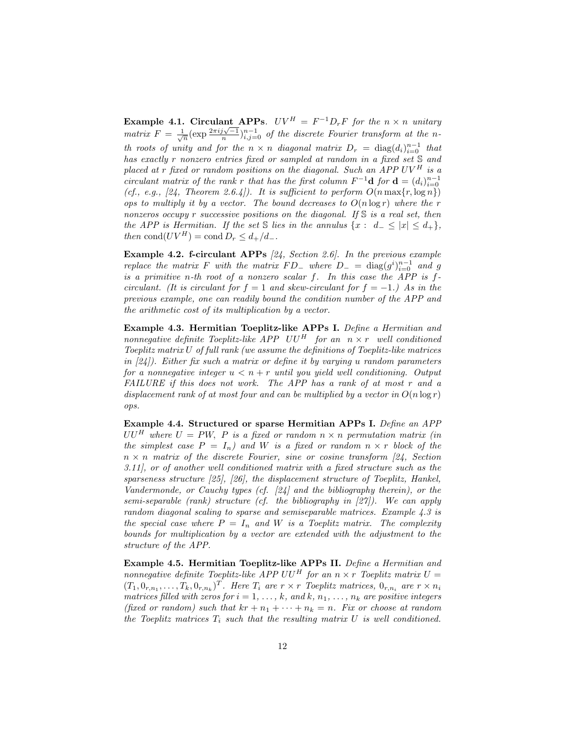**Example 4.1. Circulant APPs**. *$UV^H = F^{-1}D_rF$ for the $n \times n$ unitary matrix $F = \frac{1}{\sqrt{n}}(\exp \frac{2\pi ij\sqrt{-1}}{n})_{i,j=0}^{n-1}$ of the discrete Fourier transform at the $n$-th roots of unity and for the $n \times n$ diagonal matrix $D_r = \operatorname{diag}(d_i)_{i=0}^{n-1}$ that has exactly $r$ nonzero entries fixed or sampled at random in a fixed set $\mathbb{S}$ and placed at $r$ fixed or random positions on the diagonal. Such an APP $UV^H$ is a circulant matrix of the rank $r$ that has the first column $F^{-1}\mathbf{d}$ for $\mathbf{d} = (d_i)_{i=0}^{n-1}$ (cf., e.g., [24, Theorem 2.6.4]). It is sufficient to perform $O(n \max\{r, \log n\})$ ops to multiply it by a vector. The bound decreases to $O(n \log r)$ where the $r$ nonzeros occupy $r$ successive positions on the diagonal. If $\mathbb{S}$ is a real set, then the APP is Hermitian. If the set $\mathbb{S}$ lies in the annulus $\{x : \ d_- \le |x| \le d_+\}$, then $\operatorname{cond}(UV^H) = \operatorname{cond} D_r \le d_+/d_-$.*

**Example 4.2. f-circulant APPs** *[24, Section 2.6]. In the previous example replace the matrix $F$ with the matrix $FD_-$ where $D_- = \operatorname{diag}(g^i)_{i=0}^{n-1}$ and $g$ is a primitive $n$-th root of a nonzero scalar $f$. In this case the APP is $f$-circulant. (It is circulant for $f = 1$ and skew-circulant for $f = -1$.) As in the previous example, one can readily bound the condition number of the APP and the arithmetic cost of its multiplication by a vector.*

**Example 4.3. Hermitian Toeplitz-like APPs I.** *Define a Hermitian and nonnegative definite Toeplitz-like APP $UU^H$ for an $n \times r$ well conditioned Toeplitz matrix $U$ of full rank (we assume the definitions of Toeplitz-like matrices in [24]). Either fix such a matrix or define it by varying $u$ random parameters for a nonnegative integer $u < n + r$ until you yield well conditioning. Output FAILURE if this does not work. The APP has a rank of at most $r$ and a displacement rank of at most four and can be multiplied by a vector in $O(n \log r)$ ops.*

**Example 4.4. Structured or sparse Hermitian APPs I.** *Define an APP $UU^H$ where $U = PW$, $P$ is a fixed or random $n \times n$ permutation matrix (in the simplest case $P = I_n$) and $W$ is a fixed or random $n \times r$ block of the $n \times n$ matrix of the discrete Fourier, sine or cosine transform [24, Section 3.11], or of another well conditioned matrix with a fixed structure such as the sparseness structure [25], [26], the displacement structure of Toeplitz, Hankel, Vandermonde, or Cauchy types (cf. [24] and the bibliography therein), or the semi-separable (rank) structure (cf. the bibliography in [27]). We can apply random diagonal scaling to sparse and semiseparable matrices. Example 4.3 is the special case where $P = I_n$ and $W$ is a Toeplitz matrix. The complexity bounds for multiplication by a vector are extended with the adjustment to the structure of the APP.*

**Example 4.5. Hermitian Toeplitz-like APPs II.** *Define a Hermitian and nonnegative definite Toeplitz-like APP $UU^H$ for an $n \times r$ Toeplitz matrix $U = (T_1, 0_{r,n_1}, \ldots, T_k, 0_{r,n_k})^T$. Here $T_i$ are $r \times r$ Toeplitz matrices, $0_{r,n_i}$ are $r \times n_i$ matrices filled with zeros for $i = 1, \ldots, k$, and $k, n_1, \ldots, n_k$ are positive integers (fixed or random) such that $kr + n_1 + \cdots + n_k = n$. Fix or choose at random the Toeplitz matrices $T_i$ such that the resulting matrix $U$ is well conditioned.*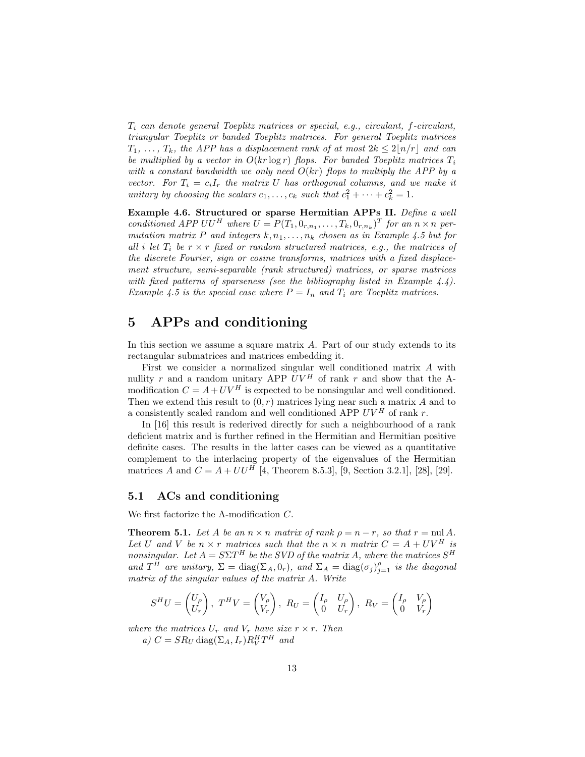*$T_i$ can denote general Toeplitz matrices or special, e.g., circulant, $f$-circulant, triangular Toeplitz or banded Toeplitz matrices. For general Toeplitz matrices $T_1, \ldots, T_k$, the APP has a displacement rank of at most $2k \leq 2\lfloor n/r \rfloor$ and can be multiplied by a vector in $O(kr \log r)$ flops. For banded Toeplitz matrices $T_i$ with a constant bandwidth we only need $O(kr)$ flops to multiply the APP by a vector. For $T_i = c_i I_r$ the matrix $U$ has orthogonal columns, and we make it unitary by choosing the scalars $c_1, \ldots, c_k$ such that $c_1^2 + \cdots + c_k^2 = 1$.*

**Example 4.6. Structured or sparse Hermitian APPs II.** *Define a well conditioned APP $UU^H$ where $U = P(T_1, 0_{r,n_1}, \ldots, T_k, 0_{r,n_k})^T$ for an $n \times n$ permutation matrix $P$ and integers $k, n_1, \ldots, n_k$ chosen as in Example 4.5 but for all $i$ let $T_i$ be $r \times r$ fixed or random structured matrices, e.g., the matrices of the discrete Fourier, sign or cosine transforms, matrices with a fixed displacement structure, semi-separable (rank structured) matrices, or sparse matrices with fixed patterns of sparseness (see the bibliography listed in Example 4.4). Example 4.5 is the special case where $P = I_n$ and $T_i$ are Toeplitz matrices.*

# 5 APPs and conditioning

In this section we assume a square matrix $A$. Part of our study extends to its rectangular submatrices and matrices embedding it.

First we consider a normalized singular well conditioned matrix $A$ with nullity $r$ and a random unitary APP $UV^H$ of rank $r$ and show that the A-modification $C = A + UV^H$ is expected to be nonsingular and well conditioned. Then we extend this result to $(0, r)$ matrices lying near such a matrix $A$ and to a consistently scaled random and well conditioned APP $UV^H$ of rank $r$.

In [16] this result is rederived directly for such a neighbourhood of a rank deficient matrix and is further refined in the Hermitian and Hermitian positive definite cases. The results in the latter cases can be viewed as a quantitative complement to the interlacing property of the eigenvalues of the Hermitian matrices $A$ and $C = A + UU^H$ [4, Theorem 8.5.3], [9, Section 3.2.1], [28], [29].

## 5.1 ACs and conditioning

We first factorize the A-modification $C$.

**Theorem 5.1.** *Let $A$ be an $n \times n$ matrix of rank $\rho = n - r$, so that $r = \text{nul}\, A$. Let $U$ and $V$ be $n \times r$ matrices such that the $n \times n$ matrix $C = A + UV^H$ is nonsingular. Let $A = S\Sigma T^H$ be the SVD of the matrix $A$, where the matrices $S^H$ and $T^H$ are unitary, $\Sigma = \text{diag}(\Sigma_A, 0_r)$, and $\Sigma_A = \text{diag}(\sigma_j)_{j=1}^{\rho}$ is the diagonal matrix of the singular values of the matrix $A$. Write*

$$S^H U = \begin{pmatrix} U_\rho \\ U_r \end{pmatrix},\ T^H V = \begin{pmatrix} V_\rho \\ V_r \end{pmatrix},\ R_U = \begin{pmatrix} I_\rho & U_\rho \\ 0 & U_r \end{pmatrix},\ R_V = \begin{pmatrix} I_\rho & V_\rho \\ 0 & V_r \end{pmatrix}$$

*where the matrices $U_r$ and $V_r$ have size $r \times r$. Then*

*a) $C = SR_U \,\text{diag}(\Sigma_A, I_r) R_V^H T^H$ and*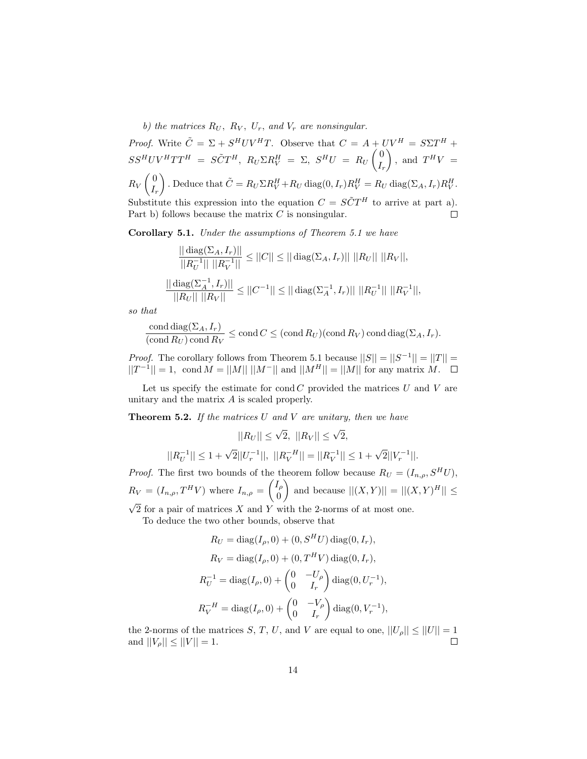*b) the matrices $R_U,\ R_V,\ U_r$, and $V_r$ are nonsingular.*

*Proof.* Write $\tilde{C} = \Sigma + S^H U V^H T$. Observe that $C = A + UV^H = S\Sigma T^H + SS^H UV^H TT^H = S\tilde{C}T^H$, $R_U \Sigma R_V^H = \Sigma$, $S^H U = R_U \begin{pmatrix} 0 \\ I_r \end{pmatrix}$, and $T^H V = R_V \begin{pmatrix} 0 \\ I_r \end{pmatrix}$. Deduce that $\tilde{C} = R_U \Sigma R_V^H + R_U \operatorname{diag}(0, I_r) R_V^H = R_U \operatorname{diag}(\Sigma_A, I_r) R_V^H$. Substitute this expression into the equation $C = S\tilde{C}T^H$ to arrive at part a). Part b) follows because the matrix $C$ is nonsingular. $\square$

**Corollary 5.1.** *Under the assumptions of Theorem 5.1 we have*

$$\frac{||\operatorname{diag}(\Sigma_A, I_r)||}{||R_U^{-1}||\ ||R_V^{-1}||} \leq ||C|| \leq ||\operatorname{diag}(\Sigma_A, I_r)||\ ||R_U||\ ||R_V||,$$

$$\frac{||\operatorname{diag}(\Sigma_A^{-1}, I_r)||}{||R_U||\ ||R_V||} \leq ||C^{-1}|| \leq ||\operatorname{diag}(\Sigma_A^{-1}, I_r)||\ ||R_U^{-1}||\ ||R_V^{-1}||,$$

*so that*

$$\frac{\operatorname{cond} \operatorname{diag}(\Sigma_A, I_r)}{(\operatorname{cond} R_U) \operatorname{cond} R_V} \leq \operatorname{cond} C \leq (\operatorname{cond} R_U)(\operatorname{cond} R_V) \operatorname{cond} \operatorname{diag}(\Sigma_A, I_r).$$

*Proof.* The corollary follows from Theorem 5.1 because $||S|| = ||S^{-1}|| = ||T|| = ||T^{-1}|| = 1$, $\operatorname{cond} M = ||M||\ ||M^{-}||$ and $||M^H|| = ||M||$ for any matrix $M$. $\square$

Let us specify the estimate for $\operatorname{cond} C$ provided the matrices $U$ and $V$ are unitary and the matrix $A$ is scaled properly.

**Theorem 5.2.** *If the matrices $U$ and $V$ are unitary, then we have*

$$||R_U|| \leq \sqrt{2},\ \ ||R_V|| \leq \sqrt{2},$$

$$||R_U^{-1}|| \leq 1 + \sqrt{2}||U_r^{-1}||,\ \ ||R_V^{-H}|| = ||R_V^{-1}|| \leq 1 + \sqrt{2}||V_r^{-1}||.$$

*Proof.* The first two bounds of the theorem follow because $R_U = (I_{n,\rho}, S^H U)$, $R_V = (I_{n,\rho}, T^H V)$ where $I_{n,\rho} = \begin{pmatrix} I_\rho \\ 0 \end{pmatrix}$ and because $||(X,Y)|| = ||(X,Y)^H|| \leq \sqrt{2}$ for a pair of matrices $X$ and $Y$ with the 2-norms of at most one.

To deduce the two other bounds, observe that

$$R_U = \operatorname{diag}(I_\rho, 0) + (0, S^H U) \operatorname{diag}(0, I_r),$$

$$R_V = \operatorname{diag}(I_\rho, 0) + (0, T^H V) \operatorname{diag}(0, I_r),$$

$$R_U^{-1} = \operatorname{diag}(I_\rho, 0) + \begin{pmatrix} 0 & -U_\rho \\ 0 & I_r \end{pmatrix} \operatorname{diag}(0, U_r^{-1}),$$

$$R_V^{-H} = \operatorname{diag}(I_\rho, 0) + \begin{pmatrix} 0 & -V_\rho \\ 0 & I_r \end{pmatrix} \operatorname{diag}(0, V_r^{-1}),$$

the 2-norms of the matrices $S$, $T$, $U$, and $V$ are equal to one, $||U_\rho|| \leq ||U|| = 1$ and $||V_\rho|| \leq ||V|| = 1$. $\square$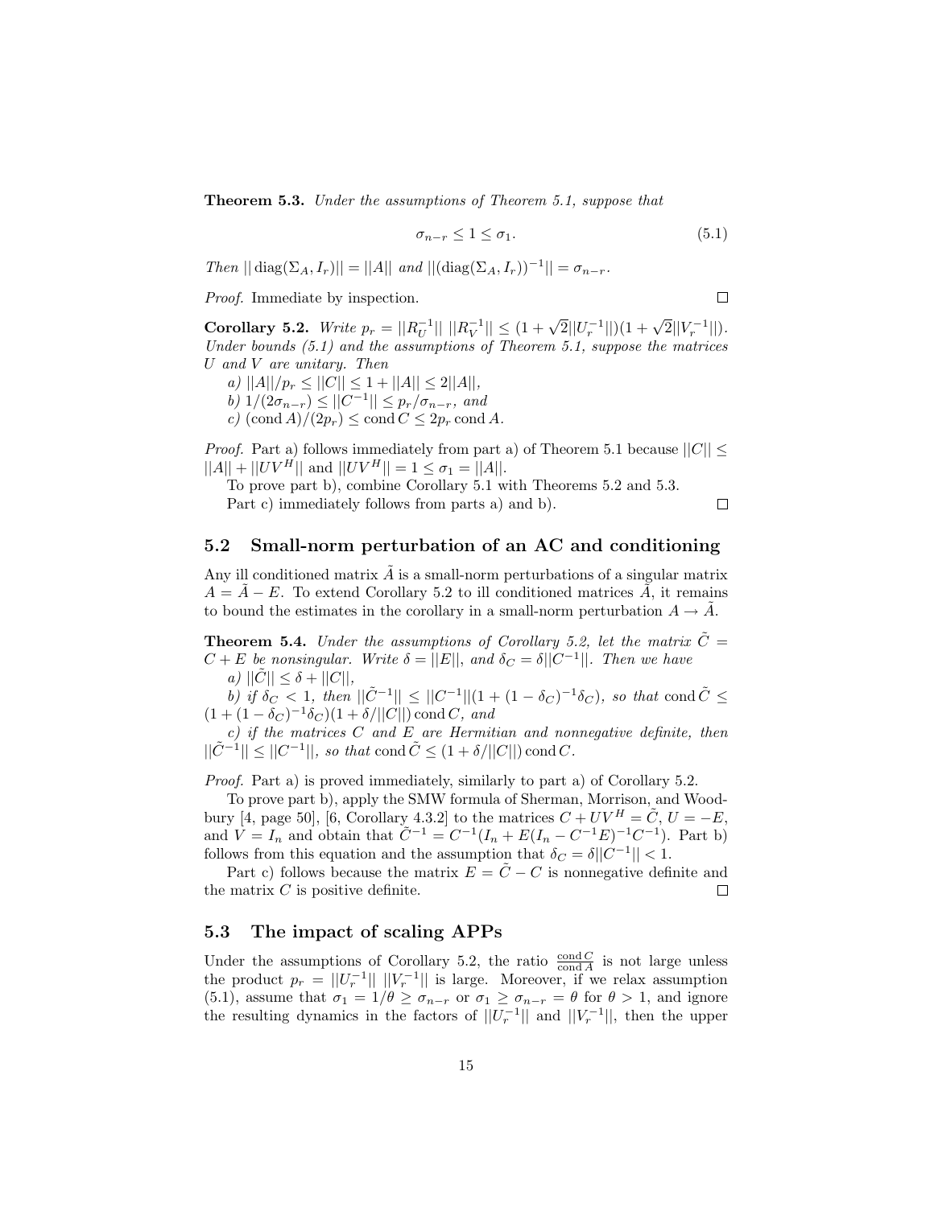**Theorem 5.3.** *Under the assumptions of Theorem 5.1, suppose that*

$$\sigma_{n-r} \leq 1 \leq \sigma_1. \tag{5.1}$$

*Then* $||\operatorname{diag}(\Sigma_A, I_r)|| = ||A||$ *and* $||(\operatorname{diag}(\Sigma_A, I_r))^{-1}|| = \sigma_{n-r}$.

*Proof.* Immediate by inspection. □

**Corollary 5.2.** *Write* $p_r = ||R_U^{-1}||\ ||R_V^{-1}|| \leq (1 + \sqrt{2}||U_r^{-1}||)(1 + \sqrt{2}||V_r^{-1}||)$. *Under bounds (5.1) and the assumptions of Theorem 5.1, suppose the matrices* $U$ *and* $V$ *are unitary. Then*

*a)* $||A||/p_r \leq ||C|| \leq 1 + ||A|| \leq 2||A||$,

*b)* $1/(2\sigma_{n-r}) \leq ||C^{-1}|| \leq p_r/\sigma_{n-r}$, *and*

*c)* $(\operatorname{cond} A)/(2p_r) \leq \operatorname{cond} C \leq 2p_r \operatorname{cond} A$.

*Proof.* Part a) follows immediately from part a) of Theorem 5.1 because $||C|| \leq ||A|| + ||UV^H||$ and $||UV^H|| = 1 \leq \sigma_1 = ||A||$.

To prove part b), combine Corollary 5.1 with Theorems 5.2 and 5.3.

Part c) immediately follows from parts a) and b). □

## 5.2 Small-norm perturbation of an AC and conditioning

Any ill conditioned matrix $\tilde{A}$ is a small-norm perturbations of a singular matrix $A = \tilde{A} - E$. To extend Corollary 5.2 to ill conditioned matrices $\tilde{A}$, it remains to bound the estimates in the corollary in a small-norm perturbation $A \to \tilde{A}$.

**Theorem 5.4.** *Under the assumptions of Corollary 5.2, let the matrix* $\tilde{C} = C + E$ *be nonsingular. Write* $\delta = ||E||$, *and* $\delta_C = \delta||C^{-1}||$. *Then we have*

*a)* $||\tilde{C}|| \leq \delta + ||C||$,

*b) if* $\delta_C < 1$, *then* $||\tilde{C}^{-1}|| \leq ||C^{-1}||(1 + (1 - \delta_C)^{-1}\delta_C)$, *so that* $\operatorname{cond} \tilde{C} \leq (1 + (1 - \delta_C)^{-1}\delta_C)(1 + \delta/||C||) \operatorname{cond} C$, *and*

*c) if the matrices* $C$ *and* $E$ *are Hermitian and nonnegative definite, then* $||\tilde{C}^{-1}|| \leq ||C^{-1}||$, *so that* $\operatorname{cond} \tilde{C} \leq (1 + \delta/||C||) \operatorname{cond} C$.

*Proof.* Part a) is proved immediately, similarly to part a) of Corollary 5.2.

To prove part b), apply the SMW formula of Sherman, Morrison, and Woodbury [4, page 50], [6, Corollary 4.3.2] to the matrices $C + UV^H = \tilde{C}$, $U = -E$, and $V = I_n$ and obtain that $\tilde{C}^{-1} = C^{-1}(I_n + E(I_n - C^{-1}E)^{-1}C^{-1})$. Part b) follows from this equation and the assumption that $\delta_C = \delta||C^{-1}|| < 1$.

Part c) follows because the matrix $E = \tilde{C} - C$ is nonnegative definite and the matrix $C$ is positive definite. □

## 5.3 The impact of scaling APPs

Under the assumptions of Corollary 5.2, the ratio $\frac{\operatorname{cond} C}{\operatorname{cond} A}$ is not large unless the product $p_r = ||U_r^{-1}||\ ||V_r^{-1}||$ is large. Moreover, if we relax assumption (5.1), assume that $\sigma_1 = 1/\theta \geq \sigma_{n-r}$ or $\sigma_1 \geq \sigma_{n-r} = \theta$ for $\theta > 1$, and ignore the resulting dynamics in the factors of $||U_r^{-1}||$ and $||V_r^{-1}||$, then the upper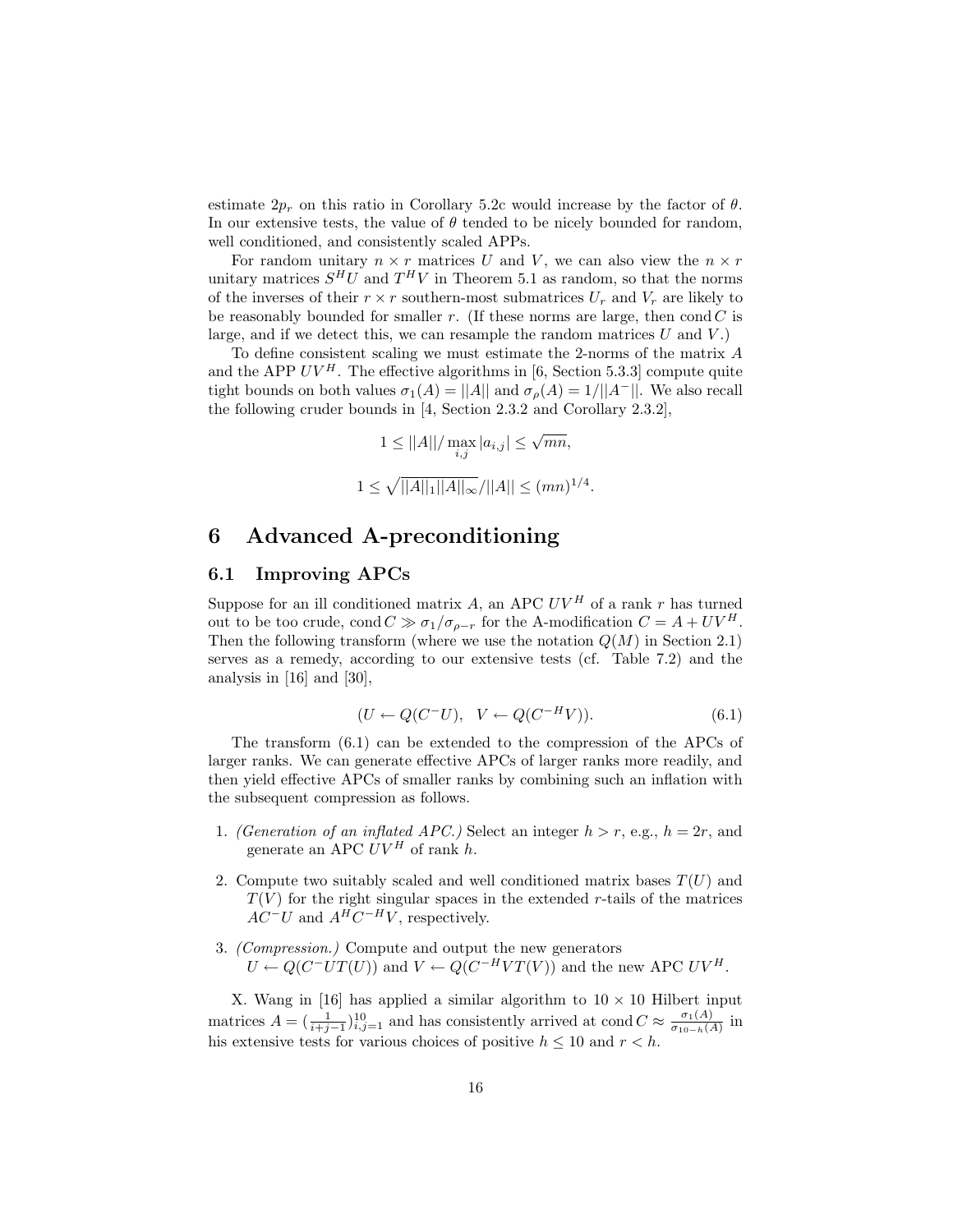estimate $2p_r$ on this ratio in Corollary 5.2c would increase by the factor of $\theta$. In our extensive tests, the value of $\theta$ tended to be nicely bounded for random, well conditioned, and consistently scaled APPs.

For random unitary $n \times r$ matrices $U$ and $V$, we can also view the $n \times r$ unitary matrices $S^H U$ and $T^H V$ in Theorem 5.1 as random, so that the norms of the inverses of their $r \times r$ southern-most submatrices $U_r$ and $V_r$ are likely to be reasonably bounded for smaller $r$. (If these norms are large, then $\operatorname{cond} C$ is large, and if we detect this, we can resample the random matrices $U$ and $V$.)

To define consistent scaling we must estimate the 2-norms of the matrix $A$ and the APP $UV^H$. The effective algorithms in [6, Section 5.3.3] compute quite tight bounds on both values $\sigma_1(A) = ||A||$ and $\sigma_\rho(A) = 1/||A^-||$. We also recall the following cruder bounds in [4, Section 2.3.2 and Corollary 2.3.2],

$$1 \leq ||A||/\max_{i,j} |a_{i,j}| \leq \sqrt{mn},$$

$$1 \leq \sqrt{||A||_1 ||A||_\infty}/||A|| \leq (mn)^{1/4}.$$

# 6 Advanced A-preconditioning

## 6.1 Improving APCs

Suppose for an ill conditioned matrix $A$, an APC $UV^H$ of a rank $r$ has turned out to be too crude, $\operatorname{cond} C \gg \sigma_1/\sigma_{\rho-r}$ for the A-modification $C = A + UV^H$. Then the following transform (where we use the notation $Q(M)$ in Section 2.1) serves as a remedy, according to our extensive tests (cf. Table 7.2) and the analysis in [16] and [30],

$$(U \leftarrow Q(C^- U), \quad V \leftarrow Q(C^{-H} V)). \tag{6.1}$$

The transform (6.1) can be extended to the compression of the APCs of larger ranks. We can generate effective APCs of larger ranks more readily, and then yield effective APCs of smaller ranks by combining such an inflation with the subsequent compression as follows.

1. *(Generation of an inflated APC.)* Select an integer $h > r$, e.g., $h = 2r$, and generate an APC $UV^H$ of rank $h$.
2. Compute two suitably scaled and well conditioned matrix bases $T(U)$ and $T(V)$ for the right singular spaces in the extended $r$-tails of the matrices $AC^- U$ and $A^H C^{-H} V$, respectively.
3. *(Compression.)* Compute and output the new generators $U \leftarrow Q(C^- U T(U))$ and $V \leftarrow Q(C^{-H} V T(V))$ and the new APC $UV^H$.

X. Wang in [16] has applied a similar algorithm to $10 \times 10$ Hilbert input matrices $A = (\frac{1}{i+j-1})_{i,j=1}^{10}$ and has consistently arrived at $\operatorname{cond} C \approx \frac{\sigma_1(A)}{\sigma_{10-h}(A)}$ in his extensive tests for various choices of positive $h \leq 10$ and $r < h$.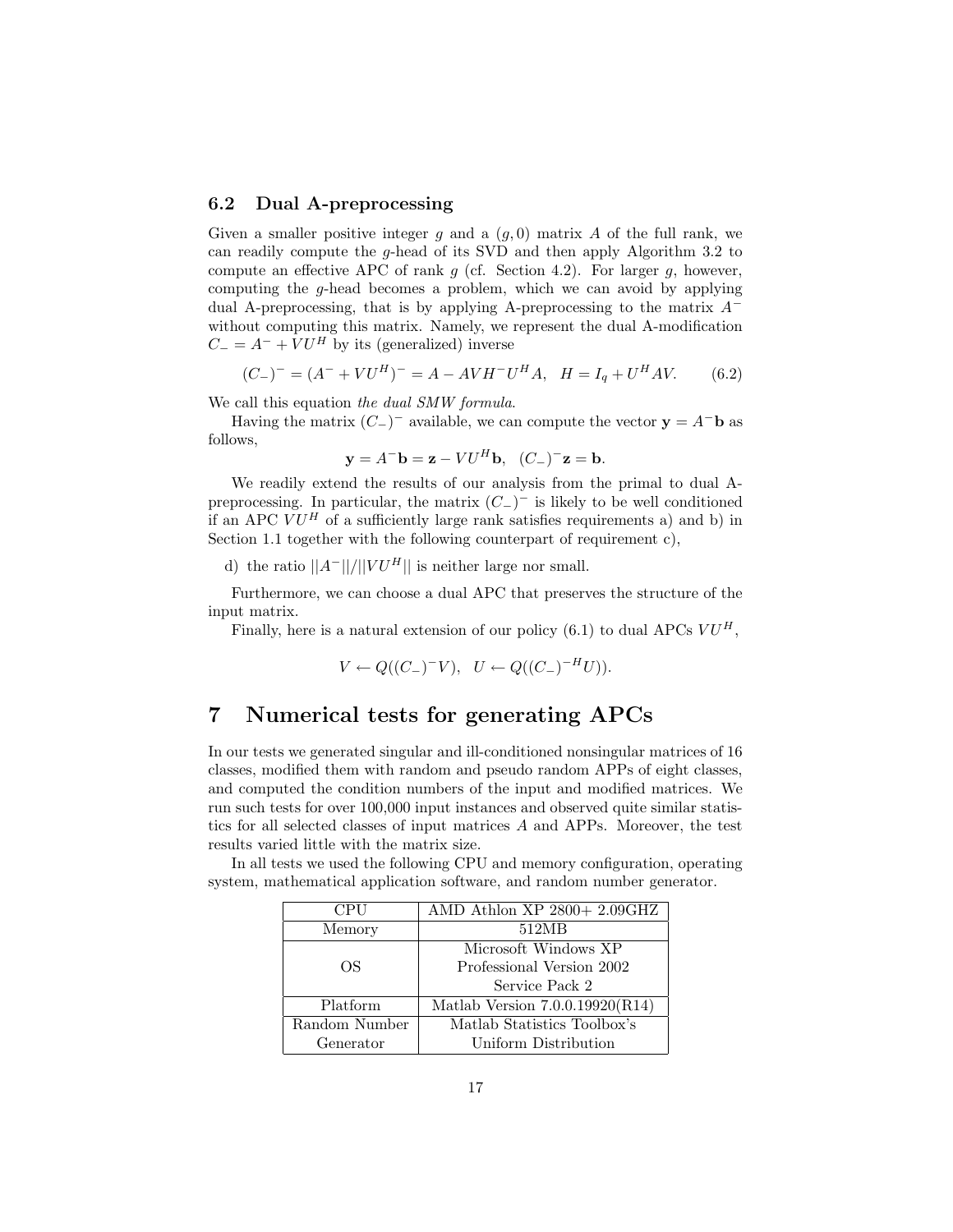### 6.2 Dual A-preprocessing

Given a smaller positive integer $g$ and a $(g, 0)$ matrix $A$ of the full rank, we can readily compute the $g$-head of its SVD and then apply Algorithm 3.2 to compute an effective APC of rank $g$ (cf. Section 4.2). For larger $g$, however, computing the $g$-head becomes a problem, which we can avoid by applying dual A-preprocessing, that is by applying A-preprocessing to the matrix $A^-$ without computing this matrix. Namely, we represent the dual A-modification $C_- = A^- + VU^H$ by its (generalized) inverse

$$(C_-)^- = (A^- + VU^H)^- = A - AVH^-U^HA, \quad H = I_q + U^HAV. \tag{6.2}$$

We call this equation *the dual SMW formula*.

Having the matrix $(C_-)^-$ available, we can compute the vector $\mathbf{y} = A^-\mathbf{b}$ as follows,

$$\mathbf{y} = A^-\mathbf{b} = \mathbf{z} - VU^H\mathbf{b}, \quad (C_-)^-\mathbf{z} = \mathbf{b}.$$

We readily extend the results of our analysis from the primal to dual A-preprocessing. In particular, the matrix $(C_-)^-$ is likely to be well conditioned if an APC $VU^H$ of a sufficiently large rank satisfies requirements a) and b) in Section 1.1 together with the following counterpart of requirement c),

d) the ratio $||A^-||/||VU^H||$ is neither large nor small.

Furthermore, we can choose a dual APC that preserves the structure of the input matrix.

Finally, here is a natural extension of our policy (6.1) to dual APCs $VU^H$,

$$V \leftarrow Q((C_-)^-V), \quad U \leftarrow Q((C_-)^{-H}U)).$$

# 7 Numerical tests for generating APCs

In our tests we generated singular and ill-conditioned nonsingular matrices of 16 classes, modified them with random and pseudo random APPs of eight classes, and computed the condition numbers of the input and modified matrices. We run such tests for over 100,000 input instances and observed quite similar statistics for all selected classes of input matrices $A$ and APPs. Moreover, the test results varied little with the matrix size.

In all tests we used the following CPU and memory configuration, operating system, mathematical application software, and random number generator.

| CPU | AMD Athlon XP 2800+ 2.09GHZ |
|---|---|
| Memory | 512MB |
| OS | Microsoft Windows XP Professional Version 2002 Service Pack 2 |
| Platform | Matlab Version 7.0.0.19920(R14) |
| Random Number Generator | Matlab Statistics Toolbox's Uniform Distribution |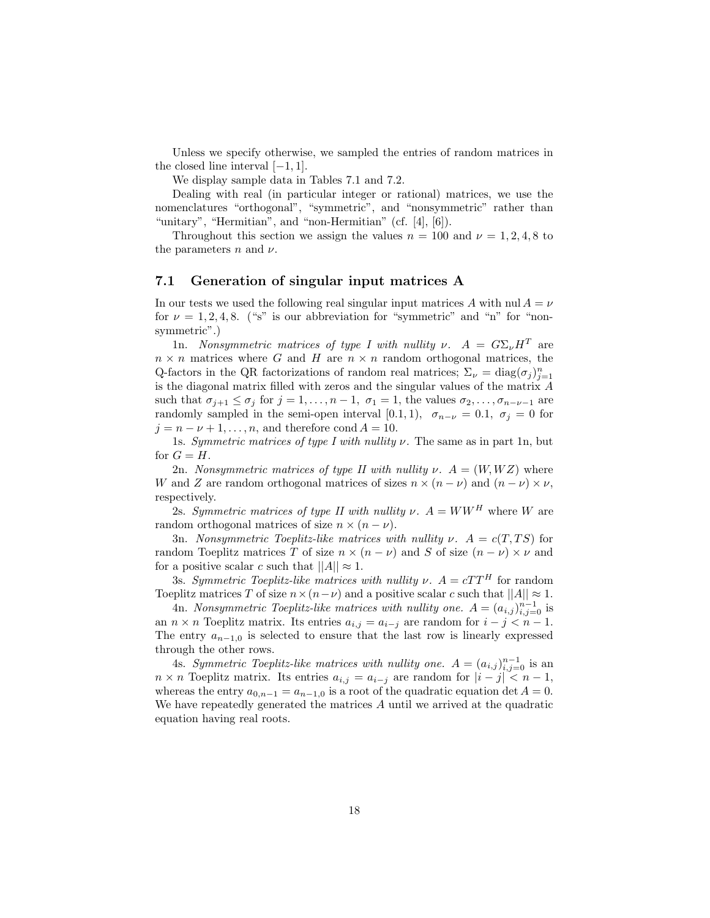Unless we specify otherwise, we sampled the entries of random matrices in the closed line interval $[-1, 1]$.

We display sample data in Tables 7.1 and 7.2.

Dealing with real (in particular integer or rational) matrices, we use the nomenclatures "orthogonal", "symmetric", and "nonsymmetric" rather than "unitary", "Hermitian", and "non-Hermitian" (cf. [4], [6]).

Throughout this section we assign the values $n = 100$ and $\nu = 1, 2, 4, 8$ to the parameters $n$ and $\nu$.

## 7.1 Generation of singular input matrices A

In our tests we used the following real singular input matrices $A$ with $\text{nul}\, A = \nu$ for $\nu = 1, 2, 4, 8$. ("s" is our abbreviation for "symmetric" and "n" for "nonsymmetric".)

1n. *Nonsymmetric matrices of type I with nullity* $\nu$. $A = G\Sigma_\nu H^T$ are $n \times n$ matrices where $G$ and $H$ are $n \times n$ random orthogonal matrices, the Q-factors in the QR factorizations of random real matrices; $\Sigma_\nu = \text{diag}(\sigma_j)_{j=1}^n$ is the diagonal matrix filled with zeros and the singular values of the matrix $A$ such that $\sigma_{j+1} \leq \sigma_j$ for $j = 1, \ldots, n-1$, $\sigma_1 = 1$, the values $\sigma_2, \ldots, \sigma_{n-\nu-1}$ are randomly sampled in the semi-open interval $[0.1, 1)$, $\sigma_{n-\nu} = 0.1$, $\sigma_j = 0$ for $j = n - \nu + 1, \ldots, n$, and therefore $\text{cond}\, A = 10$.

1s. *Symmetric matrices of type I with nullity* $\nu$. The same as in part 1n, but for $G = H$.

2n. *Nonsymmetric matrices of type II with nullity* $\nu$. $A = (W, WZ)$ where $W$ and $Z$ are random orthogonal matrices of sizes $n \times (n - \nu)$ and $(n - \nu) \times \nu$, respectively.

2s. *Symmetric matrices of type II with nullity* $\nu$. $A = WW^H$ where $W$ are random orthogonal matrices of size $n \times (n - \nu)$.

3n. *Nonsymmetric Toeplitz-like matrices with nullity* $\nu$. $A = c(T, TS)$ for random Toeplitz matrices $T$ of size $n \times (n - \nu)$ and $S$ of size $(n - \nu) \times \nu$ and for a positive scalar $c$ such that $||A|| \approx 1$.

3s. *Symmetric Toeplitz-like matrices with nullity* $\nu$. $A = cTT^H$ for random Toeplitz matrices $T$ of size $n \times (n - \nu)$ and a positive scalar $c$ such that $||A|| \approx 1$.

4n. *Nonsymmetric Toeplitz-like matrices with nullity one.* $A = (a_{i,j})_{i,j=0}^{n-1}$ is an $n \times n$ Toeplitz matrix. Its entries $a_{i,j} = a_{i-j}$ are random for $i - j < n - 1$. The entry $a_{n-1,0}$ is selected to ensure that the last row is linearly expressed through the other rows.

4s. *Symmetric Toeplitz-like matrices with nullity one.* $A = (a_{i,j})_{i,j=0}^{n-1}$ is an $n \times n$ Toeplitz matrix. Its entries $a_{i,j} = a_{i-j}$ are random for $|i - j| < n - 1$, whereas the entry $a_{0,n-1} = a_{n-1,0}$ is a root of the quadratic equation $\det A = 0$. We have repeatedly generated the matrices $A$ until we arrived at the quadratic equation having real roots.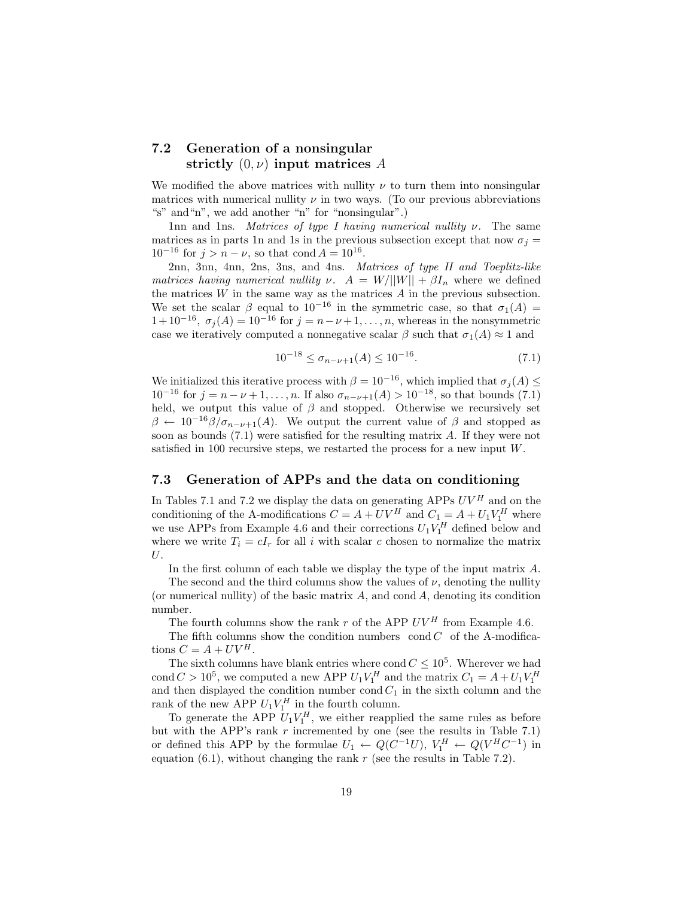### 7.2 Generation of a nonsingular strictly $(0, \nu)$ input matrices $A$

We modified the above matrices with nullity $\nu$ to turn them into nonsingular matrices with numerical nullity $\nu$ in two ways. (To our previous abbreviations "s" and"n", we add another "n" for "nonsingular".)

1nn and 1ns. *Matrices of type I having numerical nullity* $\nu$. The same matrices as in parts 1n and 1s in the previous subsection except that now $\sigma_j = 10^{-16}$ for $j > n - \nu$, so that $\text{cond}\, A = 10^{16}$.

2nn, 3nn, 4nn, 2ns, 3ns, and 4ns. *Matrices of type II and Toeplitz-like matrices having numerical nullity* $\nu$. $A = W/||W|| + \beta I_n$ where we defined the matrices $W$ in the same way as the matrices $A$ in the previous subsection. We set the scalar $\beta$ equal to $10^{-16}$ in the symmetric case, so that $\sigma_1(A) = 1 + 10^{-16}$, $\sigma_j(A) = 10^{-16}$ for $j = n - \nu + 1, \dots, n$, whereas in the nonsymmetric case we iteratively computed a nonnegative scalar $\beta$ such that $\sigma_1(A) \approx 1$ and

$$10^{-18} \leq \sigma_{n-\nu+1}(A) \leq 10^{-16}. \tag{7.1}$$

We initialized this iterative process with $\beta = 10^{-16}$, which implied that $\sigma_j(A) \leq 10^{-16}$ for $j = n - \nu + 1, \dots, n$. If also $\sigma_{n-\nu+1}(A) > 10^{-18}$, so that bounds (7.1) held, we output this value of $\beta$ and stopped. Otherwise we recursively set $\beta \leftarrow 10^{-16}\beta/\sigma_{n-\nu+1}(A)$. We output the current value of $\beta$ and stopped as soon as bounds (7.1) were satisfied for the resulting matrix $A$. If they were not satisfied in 100 recursive steps, we restarted the process for a new input $W$.

### 7.3 Generation of APPs and the data on conditioning

In Tables 7.1 and 7.2 we display the data on generating APPs $UV^H$ and on the conditioning of the A-modifications $C = A + UV^H$ and $C_1 = A + U_1V_1^H$ where we use APPs from Example 4.6 and their corrections $U_1V_1^H$ defined below and where we write $T_i = cI_r$ for all $i$ with scalar $c$ chosen to normalize the matrix $U$.

In the first column of each table we display the type of the input matrix $A$.

The second and the third columns show the values of $\nu$, denoting the nullity (or numerical nullity) of the basic matrix $A$, and $\text{cond}\, A$, denoting its condition number.

The fourth columns show the rank $r$ of the APP $UV^H$ from Example 4.6.

The fifth columns show the condition numbers $\text{cond}\, C$ of the A-modifications $C = A + UV^H$.

The sixth columns have blank entries where $\text{cond}\, C \leq 10^5$. Wherever we had $\text{cond}\, C > 10^5$, we computed a new APP $U_1V_1^H$ and the matrix $C_1 = A + U_1V_1^H$ and then displayed the condition number $\text{cond}\, C_1$ in the sixth column and the rank of the new APP $U_1V_1^H$ in the fourth column.

To generate the APP $U_1V_1^H$, we either reapplied the same rules as before but with the APP's rank $r$ incremented by one (see the results in Table 7.1) or defined this APP by the formulae $U_1 \leftarrow Q(C^{-1}U)$, $V_1^H \leftarrow Q(V^HC^{-1})$ in equation (6.1), without changing the rank $r$ (see the results in Table 7.2).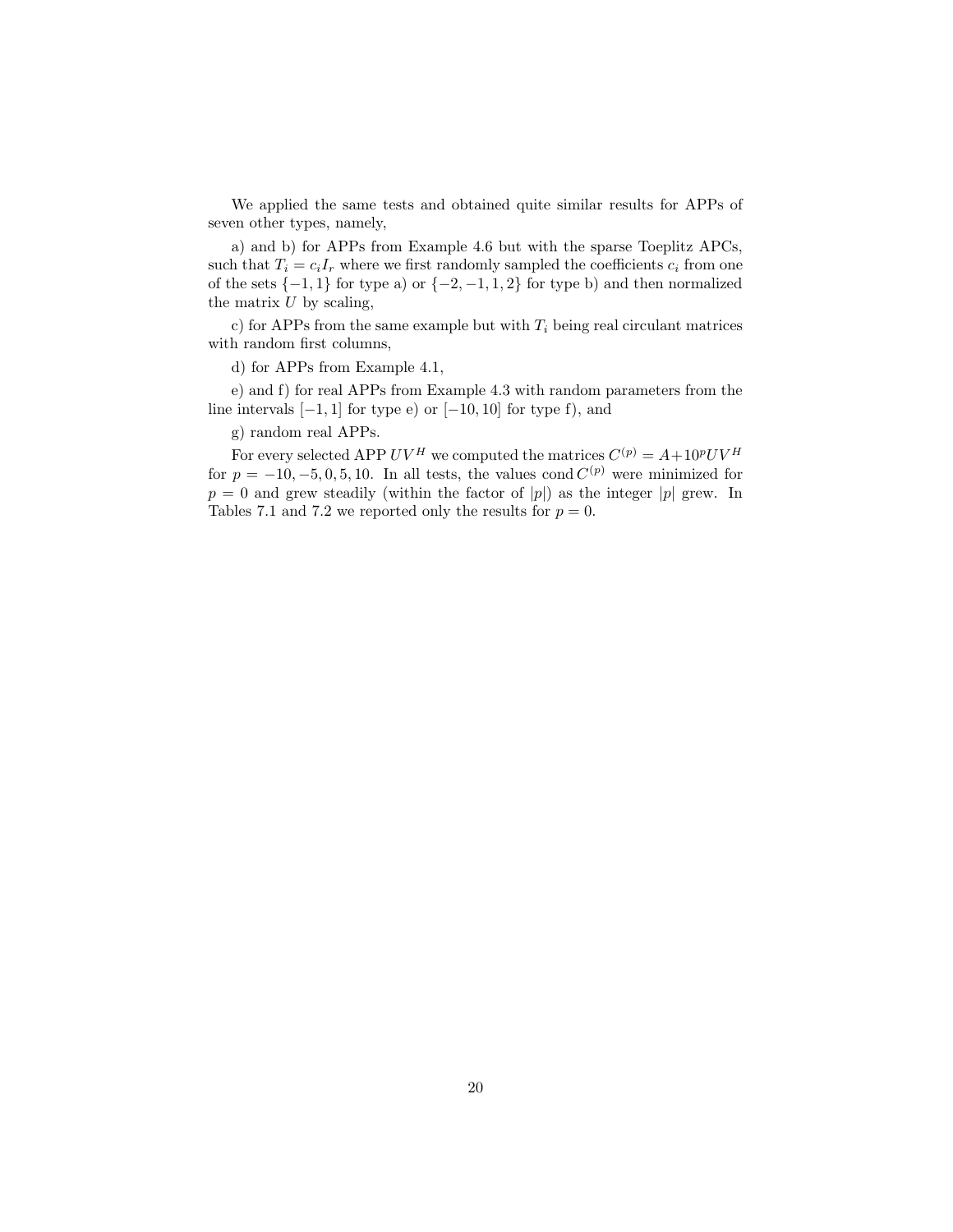We applied the same tests and obtained quite similar results for APPs of seven other types, namely,

a) and b) for APPs from Example 4.6 but with the sparse Toeplitz APCs, such that $T_i = c_i I_r$ where we first randomly sampled the coefficients $c_i$ from one of the sets $\{-1, 1\}$ for type a) or $\{-2, -1, 1, 2\}$ for type b) and then normalized the matrix $U$ by scaling,

c) for APPs from the same example but with $T_i$ being real circulant matrices with random first columns,

d) for APPs from Example 4.1,

e) and f) for real APPs from Example 4.3 with random parameters from the line intervals $[-1, 1]$ for type e) or $[-10, 10]$ for type f), and

g) random real APPs.

For every selected APP $UV^H$ we computed the matrices $C^{(p)} = A + 10^p UV^H$ for $p = -10, -5, 0, 5, 10$. In all tests, the values $\operatorname{cond} C^{(p)}$ were minimized for $p = 0$ and grew steadily (within the factor of $|p|$) as the integer $|p|$ grew. In Tables 7.1 and 7.2 we reported only the results for $p = 0$.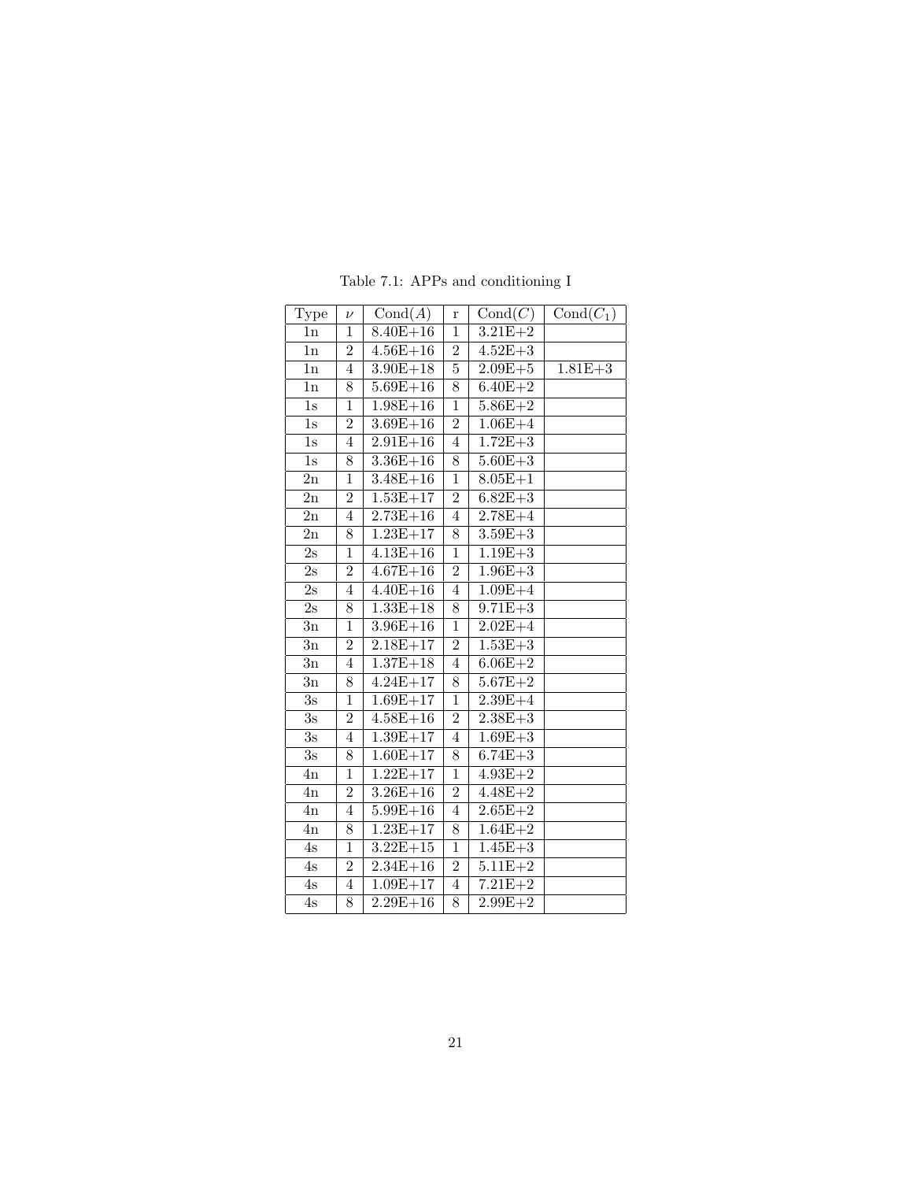Table 7.1: APPs and conditioning I

| Type | $\nu$ | Cond($A$) | r | Cond($C$) | Cond($C_1$) |
|---|---|---|---|---|---|
| 1n | 1 | 8.40E+16 | 1 | 3.21E+2 | |
| 1n | 2 | 4.56E+16 | 2 | 4.52E+3 | |
| 1n | 4 | 3.90E+18 | 5 | 2.09E+5 | 1.81E+3 |
| 1n | 8 | 5.69E+16 | 8 | 6.40E+2 | |
| 1s | 1 | 1.98E+16 | 1 | 5.86E+2 | |
| 1s | 2 | 3.69E+16 | 2 | 1.06E+4 | |
| 1s | 4 | 2.91E+16 | 4 | 1.72E+3 | |
| 1s | 8 | 3.36E+16 | 8 | 5.60E+3 | |
| 2n | 1 | 3.48E+16 | 1 | 8.05E+1 | |
| 2n | 2 | 1.53E+17 | 2 | 6.82E+3 | |
| 2n | 4 | 2.73E+16 | 4 | 2.78E+4 | |
| 2n | 8 | 1.23E+17 | 8 | 3.59E+3 | |
| 2s | 1 | 4.13E+16 | 1 | 1.19E+3 | |
| 2s | 2 | 4.67E+16 | 2 | 1.96E+3 | |
| 2s | 4 | 4.40E+16 | 4 | 1.09E+4 | |
| 2s | 8 | 1.33E+18 | 8 | 9.71E+3 | |
| 3n | 1 | 3.96E+16 | 1 | 2.02E+4 | |
| 3n | 2 | 2.18E+17 | 2 | 1.53E+3 | |
| 3n | 4 | 1.37E+18 | 4 | 6.06E+2 | |
| 3n | 8 | 4.24E+17 | 8 | 5.67E+2 | |
| 3s | 1 | 1.69E+17 | 1 | 2.39E+4 | |
| 3s | 2 | 4.58E+16 | 2 | 2.38E+3 | |
| 3s | 4 | 1.39E+17 | 4 | 1.69E+3 | |
| 3s | 8 | 1.60E+17 | 8 | 6.74E+3 | |
| 4n | 1 | 1.22E+17 | 1 | 4.93E+2 | |
| 4n | 2 | 3.26E+16 | 2 | 4.48E+2 | |
| 4n | 4 | 5.99E+16 | 4 | 2.65E+2 | |
| 4n | 8 | 1.23E+17 | 8 | 1.64E+2 | |
| 4s | 1 | 3.22E+15 | 1 | 1.45E+3 | |
| 4s | 2 | 2.34E+16 | 2 | 5.11E+2 | |
| 4s | 4 | 1.09E+17 | 4 | 7.21E+2 | |
| 4s | 8 | 2.29E+16 | 8 | 2.99E+2 | |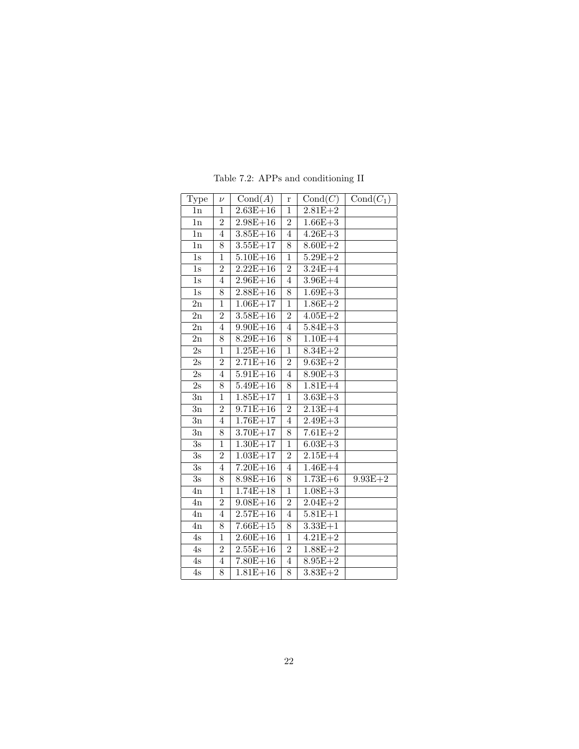Table 7.2: APPs and conditioning II

| Type | $\nu$ | Cond$(A)$ | r | Cond$(C)$ | Cond$(C_1)$ |
|---|---|---|---|---|---|
| 1n | 1 | 2.63E+16 | 1 | 2.81E+2 | |
| 1n | 2 | 2.98E+16 | 2 | 1.66E+3 | |
| 1n | 4 | 3.85E+16 | 4 | 4.26E+3 | |
| 1n | 8 | 3.55E+17 | 8 | 8.60E+2 | |
| 1s | 1 | 5.10E+16 | 1 | 5.29E+2 | |
| 1s | 2 | 2.22E+16 | 2 | 3.24E+4 | |
| 1s | 4 | 2.96E+16 | 4 | 3.96E+4 | |
| 1s | 8 | 2.88E+16 | 8 | 1.69E+3 | |
| 2n | 1 | 1.06E+17 | 1 | 1.86E+2 | |
| 2n | 2 | 3.58E+16 | 2 | 4.05E+2 | |
| 2n | 4 | 9.90E+16 | 4 | 5.84E+3 | |
| 2n | 8 | 8.29E+16 | 8 | 1.10E+4 | |
| 2s | 1 | 1.25E+16 | 1 | 8.34E+2 | |
| 2s | 2 | 2.71E+16 | 2 | 9.63E+2 | |
| 2s | 4 | 5.91E+16 | 4 | 8.90E+3 | |
| 2s | 8 | 5.49E+16 | 8 | 1.81E+4 | |
| 3n | 1 | 1.85E+17 | 1 | 3.63E+3 | |
| 3n | 2 | 9.71E+16 | 2 | 2.13E+4 | |
| 3n | 4 | 1.76E+17 | 4 | 2.49E+3 | |
| 3n | 8 | 3.70E+17 | 8 | 7.61E+2 | |
| 3s | 1 | 1.30E+17 | 1 | 6.03E+3 | |
| 3s | 2 | 1.03E+17 | 2 | 2.15E+4 | |
| 3s | 4 | 7.20E+16 | 4 | 1.46E+4 | |
| 3s | 8 | 8.98E+16 | 8 | 1.73E+6 | 9.93E+2 |
| 4n | 1 | 1.74E+18 | 1 | 1.08E+3 | |
| 4n | 2 | 9.08E+16 | 2 | 2.04E+2 | |
| 4n | 4 | 2.57E+16 | 4 | 5.81E+1 | |
| 4n | 8 | 7.66E+15 | 8 | 3.33E+1 | |
| 4s | 1 | 2.60E+16 | 1 | 4.21E+2 | |
| 4s | 2 | 2.55E+16 | 2 | 1.88E+2 | |
| 4s | 4 | 7.80E+16 | 4 | 8.95E+2 | |
| 4s | 8 | 1.81E+16 | 8 | 3.83E+2 | |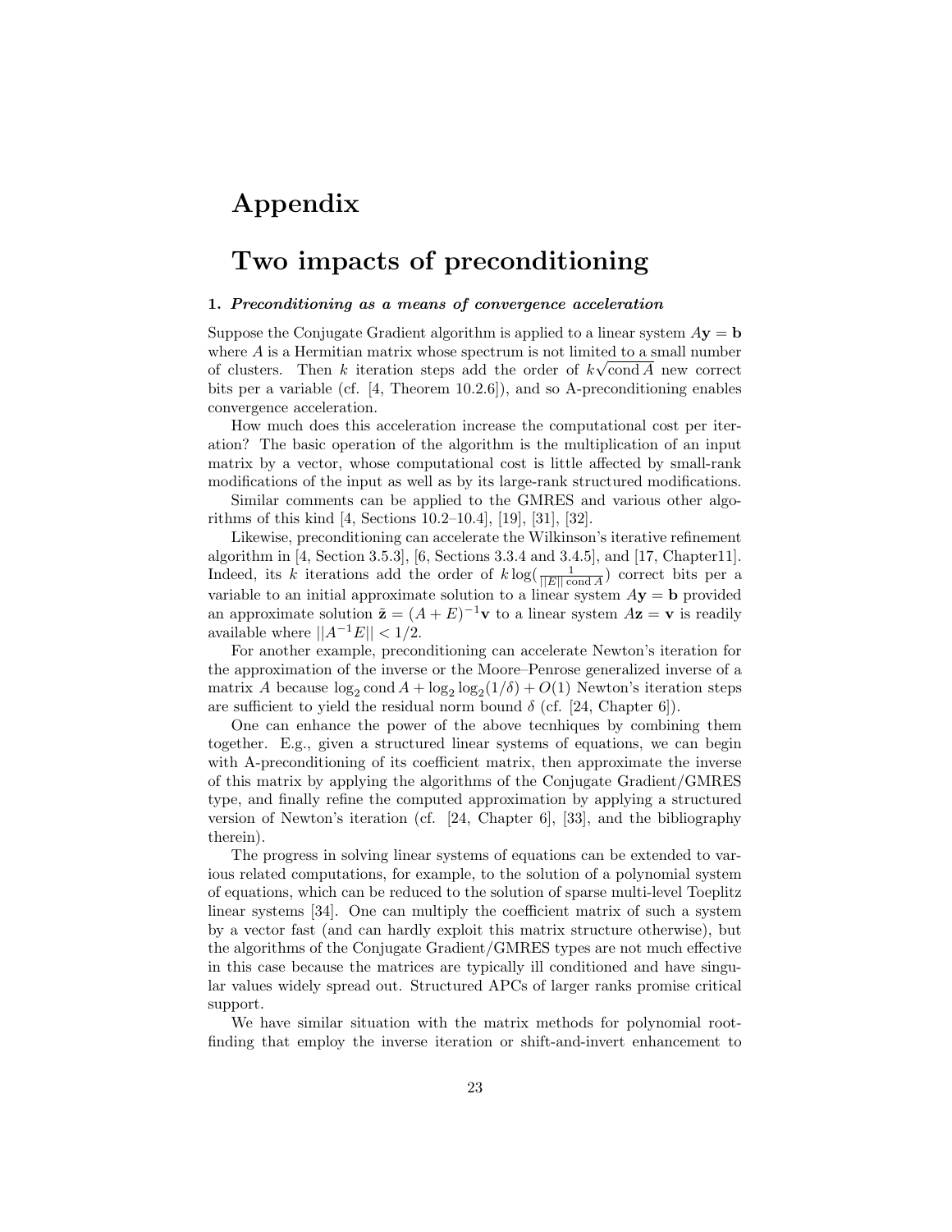# Appendix

# Two impacts of preconditioning

**1.** ***Preconditioning as a means of convergence acceleration***

Suppose the Conjugate Gradient algorithm is applied to a linear system $A\mathbf{y} = \mathbf{b}$ where $A$ is a Hermitian matrix whose spectrum is not limited to a small number of clusters. Then $k$ iteration steps add the order of $k\sqrt{\mathrm{cond}\, A}$ new correct bits per a variable (cf. [4, Theorem 10.2.6]), and so A-preconditioning enables convergence acceleration.

How much does this acceleration increase the computational cost per iteration? The basic operation of the algorithm is the multiplication of an input matrix by a vector, whose computational cost is little affected by small-rank modifications of the input as well as by its large-rank structured modifications.

Similar comments can be applied to the GMRES and various other algorithms of this kind [4, Sections 10.2–10.4], [19], [31], [32].

Likewise, preconditioning can accelerate the Wilkinson's iterative refinement algorithm in [4, Section 3.5.3], [6, Sections 3.3.4 and 3.4.5], and [17, Chapter11]. Indeed, its $k$ iterations add the order of $k \log(\frac{1}{||E||\,\mathrm{cond}\, A})$ correct bits per a variable to an initial approximate solution to a linear system $A\mathbf{y} = \mathbf{b}$ provided an approximate solution $\tilde{\mathbf{z}} = (A + E)^{-1}\mathbf{v}$ to a linear system $A\mathbf{z} = \mathbf{v}$ is readily available where $||A^{-1}E|| < 1/2$.

For another example, preconditioning can accelerate Newton's iteration for the approximation of the inverse or the Moore–Penrose generalized inverse of a matrix $A$ because $\log_2 \mathrm{cond}\, A + \log_2 \log_2(1/\delta) + O(1)$ Newton's iteration steps are sufficient to yield the residual norm bound $\delta$ (cf. [24, Chapter 6]).

One can enhance the power of the above tecnhiques by combining them together. E.g., given a structured linear systems of equations, we can begin with A-preconditioning of its coefficient matrix, then approximate the inverse of this matrix by applying the algorithms of the Conjugate Gradient/GMRES type, and finally refine the computed approximation by applying a structured version of Newton's iteration (cf. [24, Chapter 6], [33], and the bibliography therein).

The progress in solving linear systems of equations can be extended to various related computations, for example, to the solution of a polynomial system of equations, which can be reduced to the solution of sparse multi-level Toeplitz linear systems [34]. One can multiply the coefficient matrix of such a system by a vector fast (and can hardly exploit this matrix structure otherwise), but the algorithms of the Conjugate Gradient/GMRES types are not much effective in this case because the matrices are typically ill conditioned and have singular values widely spread out. Structured APCs of larger ranks promise critical support.

We have similar situation with the matrix methods for polynomial root-finding that employ the inverse iteration or shift-and-invert enhancement to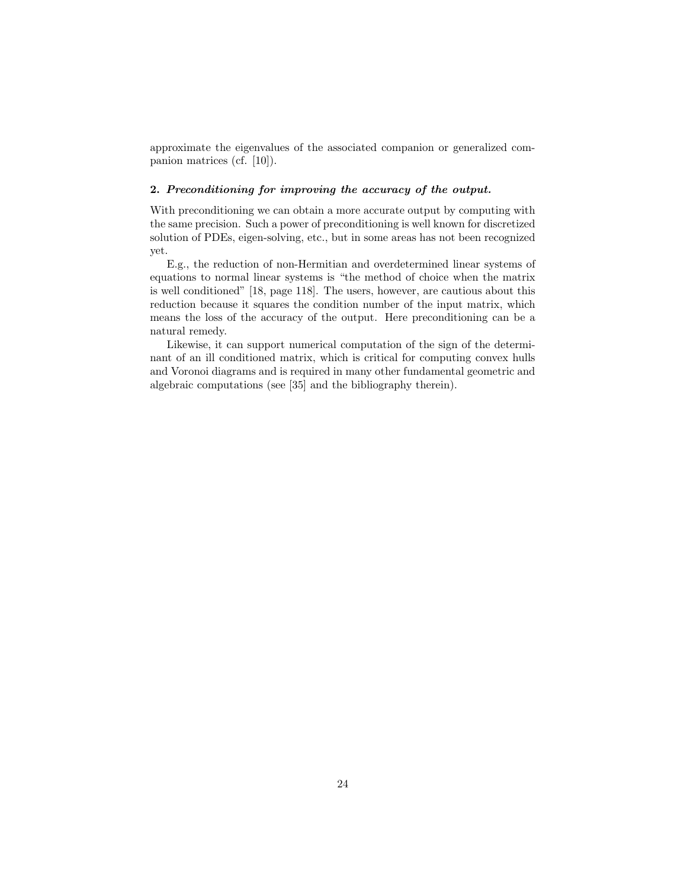approximate the eigenvalues of the associated companion or generalized companion matrices (cf. [10]).

**2. *Preconditioning for improving the accuracy of the output.***

With preconditioning we can obtain a more accurate output by computing with the same precision. Such a power of preconditioning is well known for discretized solution of PDEs, eigen-solving, etc., but in some areas has not been recognized yet.

E.g., the reduction of non-Hermitian and overdetermined linear systems of equations to normal linear systems is "the method of choice when the matrix is well conditioned" [18, page 118]. The users, however, are cautious about this reduction because it squares the condition number of the input matrix, which means the loss of the accuracy of the output. Here preconditioning can be a natural remedy.

Likewise, it can support numerical computation of the sign of the determinant of an ill conditioned matrix, which is critical for computing convex hulls and Voronoi diagrams and is required in many other fundamental geometric and algebraic computations (see [35] and the bibliography therein).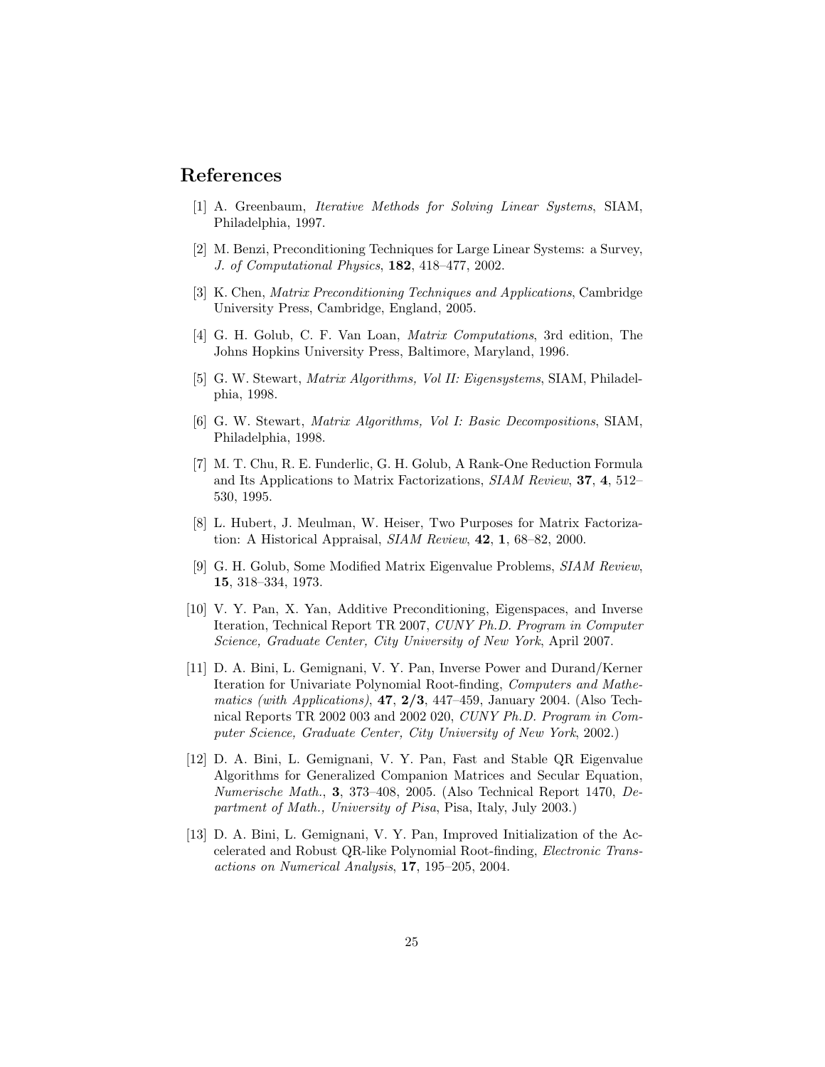## References

[1] A. Greenbaum, *Iterative Methods for Solving Linear Systems*, SIAM, Philadelphia, 1997.

[2] M. Benzi, Preconditioning Techniques for Large Linear Systems: a Survey, *J. of Computational Physics*, **182**, 418–477, 2002.

[3] K. Chen, *Matrix Preconditioning Techniques and Applications*, Cambridge University Press, Cambridge, England, 2005.

[4] G. H. Golub, C. F. Van Loan, *Matrix Computations*, 3rd edition, The Johns Hopkins University Press, Baltimore, Maryland, 1996.

[5] G. W. Stewart, *Matrix Algorithms, Vol II: Eigensystems*, SIAM, Philadelphia, 1998.

[6] G. W. Stewart, *Matrix Algorithms, Vol I: Basic Decompositions*, SIAM, Philadelphia, 1998.

[7] M. T. Chu, R. E. Funderlic, G. H. Golub, A Rank-One Reduction Formula and Its Applications to Matrix Factorizations, *SIAM Review*, **37**, **4**, 512–530, 1995.

[8] L. Hubert, J. Meulman, W. Heiser, Two Purposes for Matrix Factorization: A Historical Appraisal, *SIAM Review*, **42**, **1**, 68–82, 2000.

[9] G. H. Golub, Some Modified Matrix Eigenvalue Problems, *SIAM Review*, **15**, 318–334, 1973.

[10] V. Y. Pan, X. Yan, Additive Preconditioning, Eigenspaces, and Inverse Iteration, Technical Report TR 2007, *CUNY Ph.D. Program in Computer Science, Graduate Center, City University of New York*, April 2007.

[11] D. A. Bini, L. Gemignani, V. Y. Pan, Inverse Power and Durand/Kerner Iteration for Univariate Polynomial Root-finding, *Computers and Mathematics (with Applications)*, **47**, **2/3**, 447–459, January 2004. (Also Technical Reports TR 2002 003 and 2002 020, *CUNY Ph.D. Program in Computer Science, Graduate Center, City University of New York*, 2002.)

[12] D. A. Bini, L. Gemignani, V. Y. Pan, Fast and Stable QR Eigenvalue Algorithms for Generalized Companion Matrices and Secular Equation, *Numerische Math.*, **3**, 373–408, 2005. (Also Technical Report 1470, *Department of Math., University of Pisa*, Pisa, Italy, July 2003.)

[13] D. A. Bini, L. Gemignani, V. Y. Pan, Improved Initialization of the Accelerated and Robust QR-like Polynomial Root-finding, *Electronic Transactions on Numerical Analysis*, **17**, 195–205, 2004.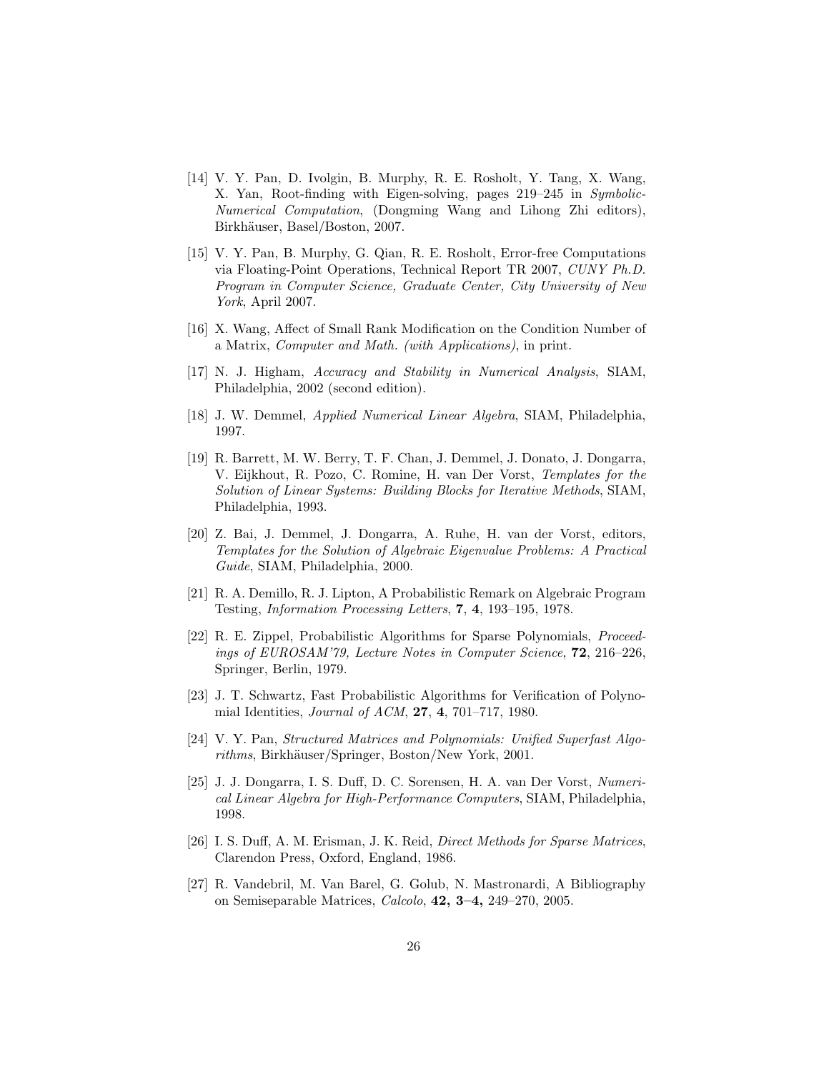[14] V. Y. Pan, D. Ivolgin, B. Murphy, R. E. Rosholt, Y. Tang, X. Wang, X. Yan, Root-finding with Eigen-solving, pages 219–245 in *Symbolic-Numerical Computation*, (Dongming Wang and Lihong Zhi editors), Birkhäuser, Basel/Boston, 2007.

[15] V. Y. Pan, B. Murphy, G. Qian, R. E. Rosholt, Error-free Computations via Floating-Point Operations, Technical Report TR 2007, *CUNY Ph.D. Program in Computer Science, Graduate Center, City University of New York*, April 2007.

[16] X. Wang, Affect of Small Rank Modification on the Condition Number of a Matrix, *Computer and Math. (with Applications)*, in print.

[17] N. J. Higham, *Accuracy and Stability in Numerical Analysis*, SIAM, Philadelphia, 2002 (second edition).

[18] J. W. Demmel, *Applied Numerical Linear Algebra*, SIAM, Philadelphia, 1997.

[19] R. Barrett, M. W. Berry, T. F. Chan, J. Demmel, J. Donato, J. Dongarra, V. Eijkhout, R. Pozo, C. Romine, H. van Der Vorst, *Templates for the Solution of Linear Systems: Building Blocks for Iterative Methods*, SIAM, Philadelphia, 1993.

[20] Z. Bai, J. Demmel, J. Dongarra, A. Ruhe, H. van der Vorst, editors, *Templates for the Solution of Algebraic Eigenvalue Problems: A Practical Guide*, SIAM, Philadelphia, 2000.

[21] R. A. Demillo, R. J. Lipton, A Probabilistic Remark on Algebraic Program Testing, *Information Processing Letters*, **7**, **4**, 193–195, 1978.

[22] R. E. Zippel, Probabilistic Algorithms for Sparse Polynomials, *Proceedings of EUROSAM'79, Lecture Notes in Computer Science*, **72**, 216–226, Springer, Berlin, 1979.

[23] J. T. Schwartz, Fast Probabilistic Algorithms for Verification of Polynomial Identities, *Journal of ACM*, **27**, **4**, 701–717, 1980.

[24] V. Y. Pan, *Structured Matrices and Polynomials: Unified Superfast Algorithms*, Birkhäuser/Springer, Boston/New York, 2001.

[25] J. J. Dongarra, I. S. Duff, D. C. Sorensen, H. A. van Der Vorst, *Numerical Linear Algebra for High-Performance Computers*, SIAM, Philadelphia, 1998.

[26] I. S. Duff, A. M. Erisman, J. K. Reid, *Direct Methods for Sparse Matrices*, Clarendon Press, Oxford, England, 1986.

[27] R. Vandebril, M. Van Barel, G. Golub, N. Mastronardi, A Bibliography on Semiseparable Matrices, *Calcolo*, **42, 3–4,** 249–270, 2005.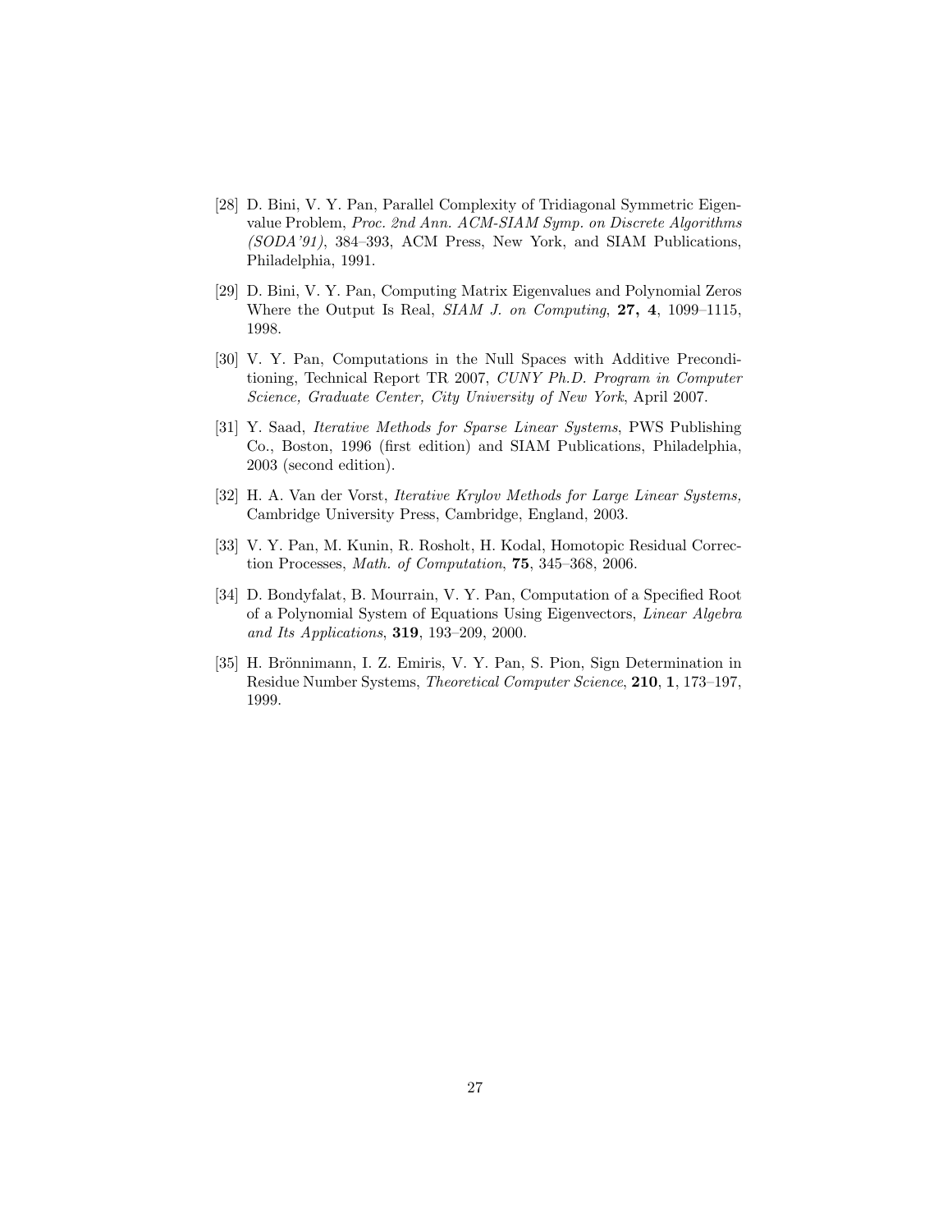[28] D. Bini, V. Y. Pan, Parallel Complexity of Tridiagonal Symmetric Eigenvalue Problem, *Proc. 2nd Ann. ACM-SIAM Symp. on Discrete Algorithms (SODA'91)*, 384–393, ACM Press, New York, and SIAM Publications, Philadelphia, 1991.

[29] D. Bini, V. Y. Pan, Computing Matrix Eigenvalues and Polynomial Zeros Where the Output Is Real, *SIAM J. on Computing*, **27, 4**, 1099–1115, 1998.

[30] V. Y. Pan, Computations in the Null Spaces with Additive Preconditioning, Technical Report TR 2007, *CUNY Ph.D. Program in Computer Science, Graduate Center, City University of New York*, April 2007.

[31] Y. Saad, *Iterative Methods for Sparse Linear Systems*, PWS Publishing Co., Boston, 1996 (first edition) and SIAM Publications, Philadelphia, 2003 (second edition).

[32] H. A. Van der Vorst, *Iterative Krylov Methods for Large Linear Systems,* Cambridge University Press, Cambridge, England, 2003.

[33] V. Y. Pan, M. Kunin, R. Rosholt, H. Kodal, Homotopic Residual Correction Processes, *Math. of Computation*, **75**, 345–368, 2006.

[34] D. Bondyfalat, B. Mourrain, V. Y. Pan, Computation of a Specified Root of a Polynomial System of Equations Using Eigenvectors, *Linear Algebra and Its Applications*, **319**, 193–209, 2000.

[35] H. Brönnimann, I. Z. Emiris, V. Y. Pan, S. Pion, Sign Determination in Residue Number Systems, *Theoretical Computer Science*, **210**, **1**, 173–197, 1999.